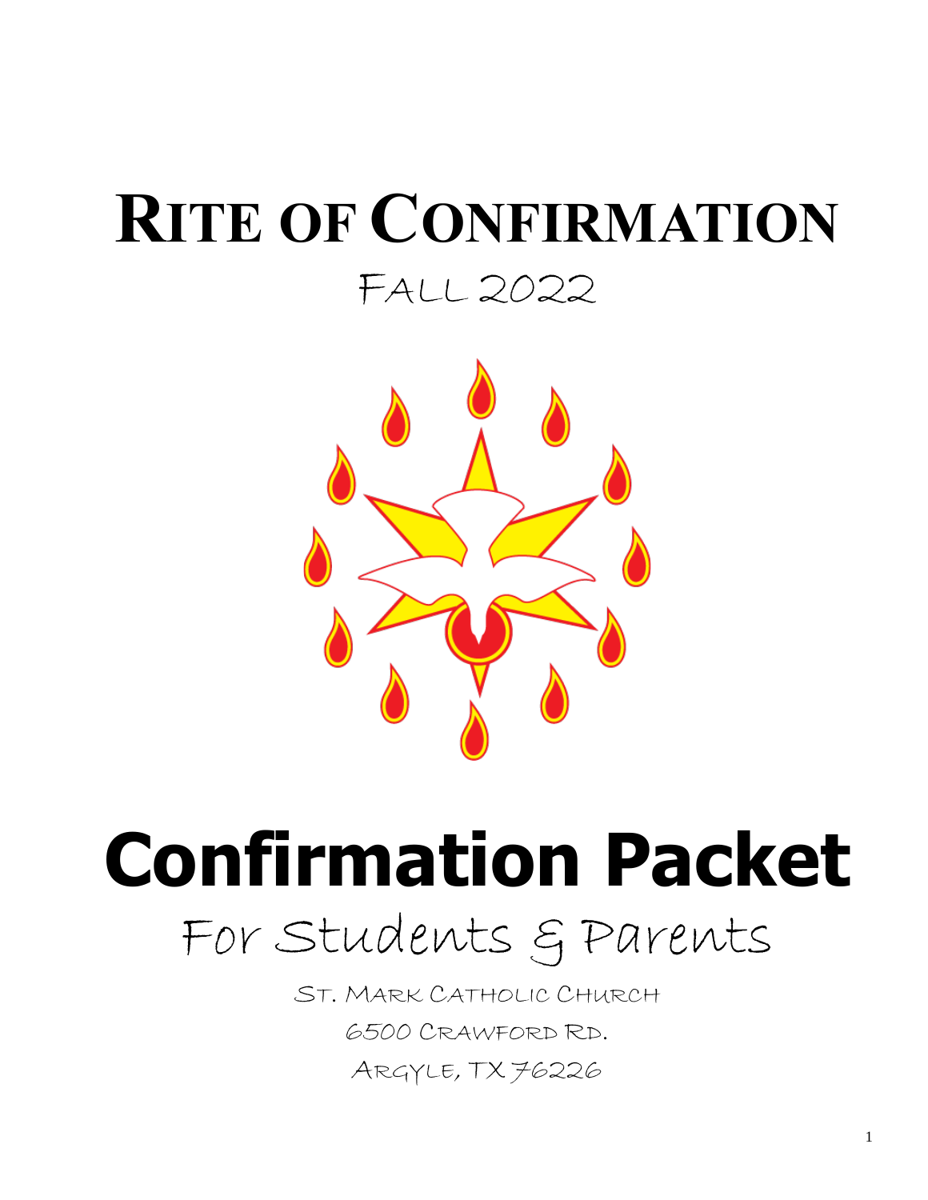# Rite of Confirmation

Fall 2022

# Confirmation Packet

For Students & Parents

St. Mark Catholic Church

6500 Crawford Rd.

Argyle, TX 76226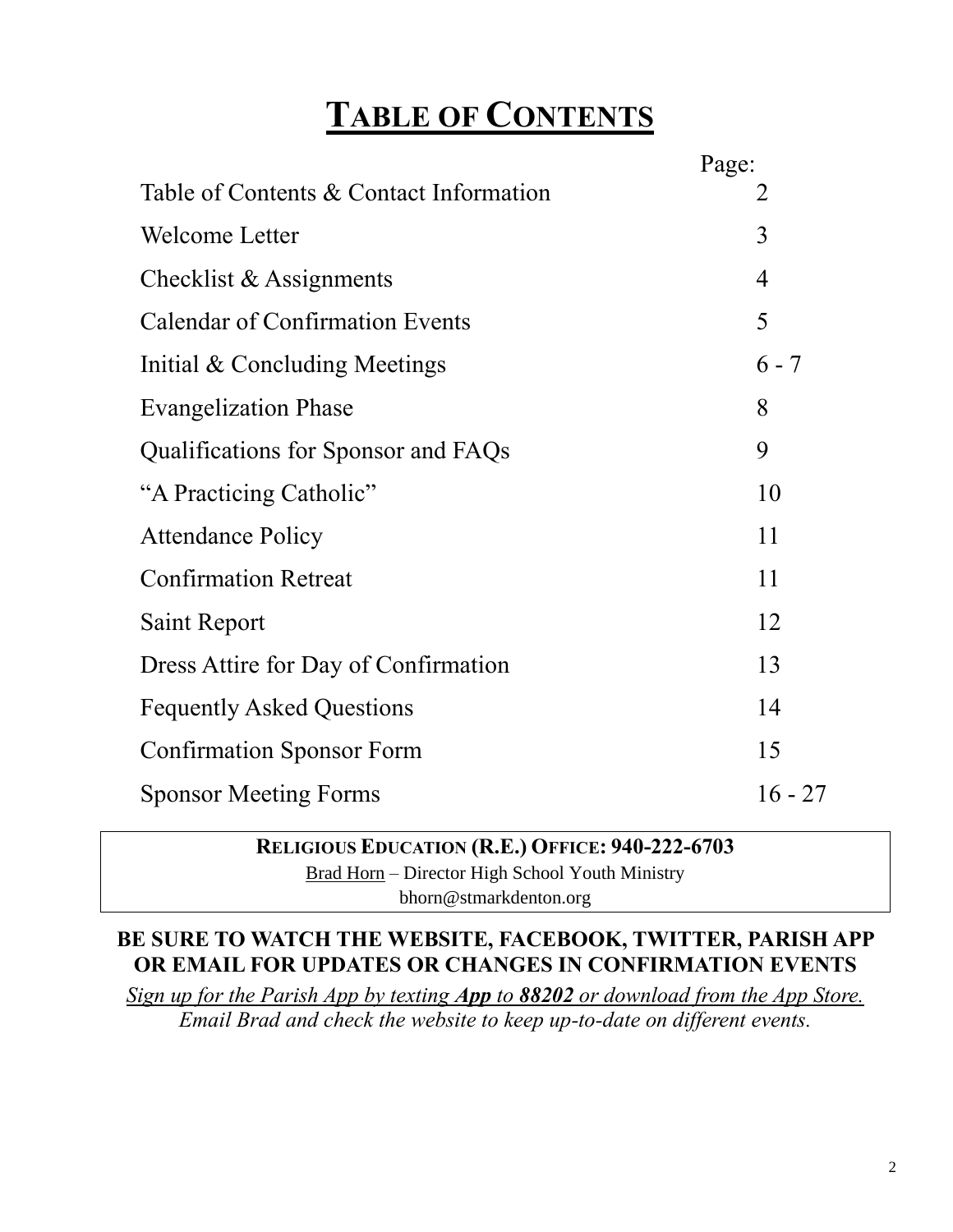# TABLE OF CONTENTS

| | Page: |
|---|---|
| Table of Contents & Contact Information | 2 |
| Welcome Letter | 3 |
| Checklist & Assignments | 4 |
| Calendar of Confirmation Events | 5 |
| Initial & Concluding Meetings | 6 - 7 |
| Evangelization Phase | 8 |
| Qualifications for Sponsor and FAQs | 9 |
| "A Practicing Catholic" | 10 |
| Attendance Policy | 11 |
| Confirmation Retreat | 11 |
| Saint Report | 12 |
| Dress Attire for Day of Confirmation | 13 |
| Fequently Asked Questions | 14 |
| Confirmation Sponsor Form | 15 |
| Sponsor Meeting Forms | 16 - 27 |

**RELIGIOUS EDUCATION (R.E.) OFFICE: 940-222-6703**

Brad Horn – Director High School Youth Ministry

bhorn@stmarkdenton.org

**BE SURE TO WATCH THE WEBSITE, FACEBOOK, TWITTER, PARISH APP OR EMAIL FOR UPDATES OR CHANGES IN CONFIRMATION EVENTS**

*Sign up for the Parish App by texting **App** to **88202** or download from the App Store.*

*Email Brad and check the website to keep up-to-date on different events.*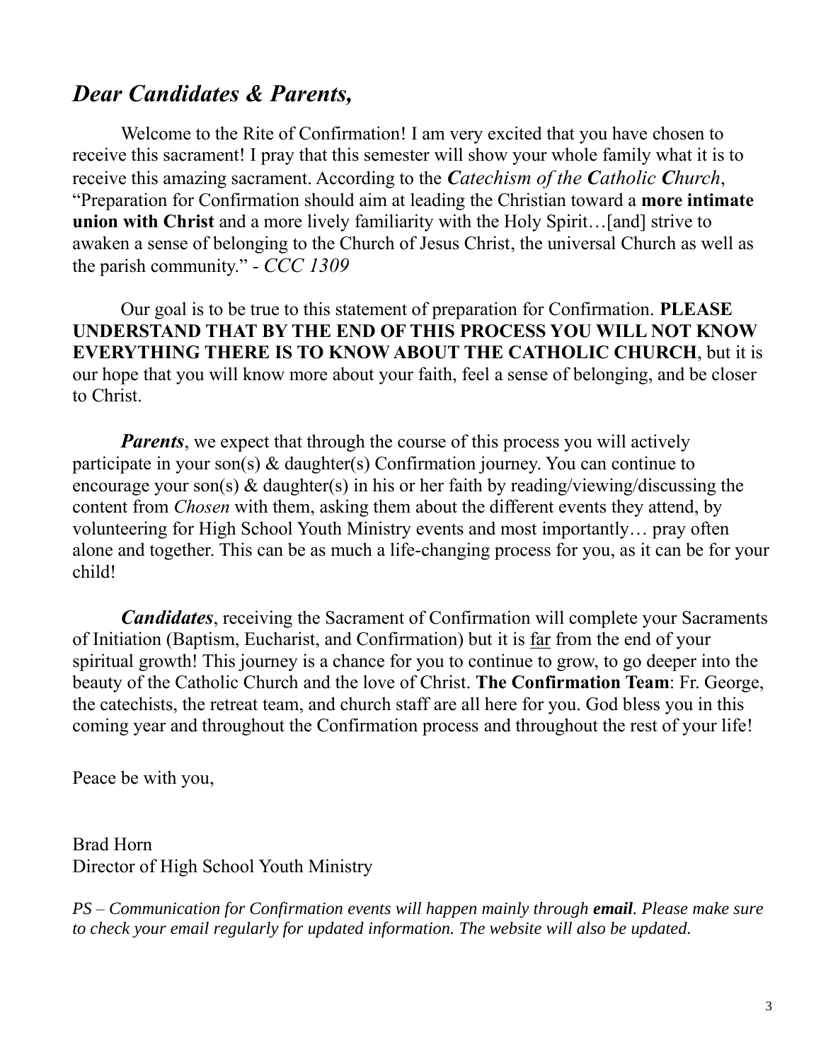## *Dear Candidates & Parents,*

Welcome to the Rite of Confirmation! I am very excited that you have chosen to receive this sacrament! I pray that this semester will show your whole family what it is to receive this amazing sacrament. According to the ***Catechism of the Catholic Church***, "Preparation for Confirmation should aim at leading the Christian toward a **more intimate union with Christ** and a more lively familiarity with the Holy Spirit…[and] strive to awaken a sense of belonging to the Church of Jesus Christ, the universal Church as well as the parish community." - *CCC 1309*

Our goal is to be true to this statement of preparation for Confirmation. **PLEASE UNDERSTAND THAT BY THE END OF THIS PROCESS YOU WILL NOT KNOW EVERYTHING THERE IS TO KNOW ABOUT THE CATHOLIC CHURCH**, but it is our hope that you will know more about your faith, feel a sense of belonging, and be closer to Christ.

***Parents***, we expect that through the course of this process you will actively participate in your son(s) & daughter(s) Confirmation journey. You can continue to encourage your son(s) & daughter(s) in his or her faith by reading/viewing/discussing the content from *Chosen* with them, asking them about the different events they attend, by volunteering for High School Youth Ministry events and most importantly… pray often alone and together. This can be as much a life-changing process for you, as it can be for your child!

***Candidates***, receiving the Sacrament of Confirmation will complete your Sacraments of Initiation (Baptism, Eucharist, and Confirmation) but it is far from the end of your spiritual growth! This journey is a chance for you to continue to grow, to go deeper into the beauty of the Catholic Church and the love of Christ. **The Confirmation Team**: Fr. George, the catechists, the retreat team, and church staff are all here for you. God bless you in this coming year and throughout the Confirmation process and throughout the rest of your life!

Peace be with you,

Brad Horn
Director of High School Youth Ministry

*PS – Communication for Confirmation events will happen mainly through **email**. Please make sure to check your email regularly for updated information. The website will also be updated.*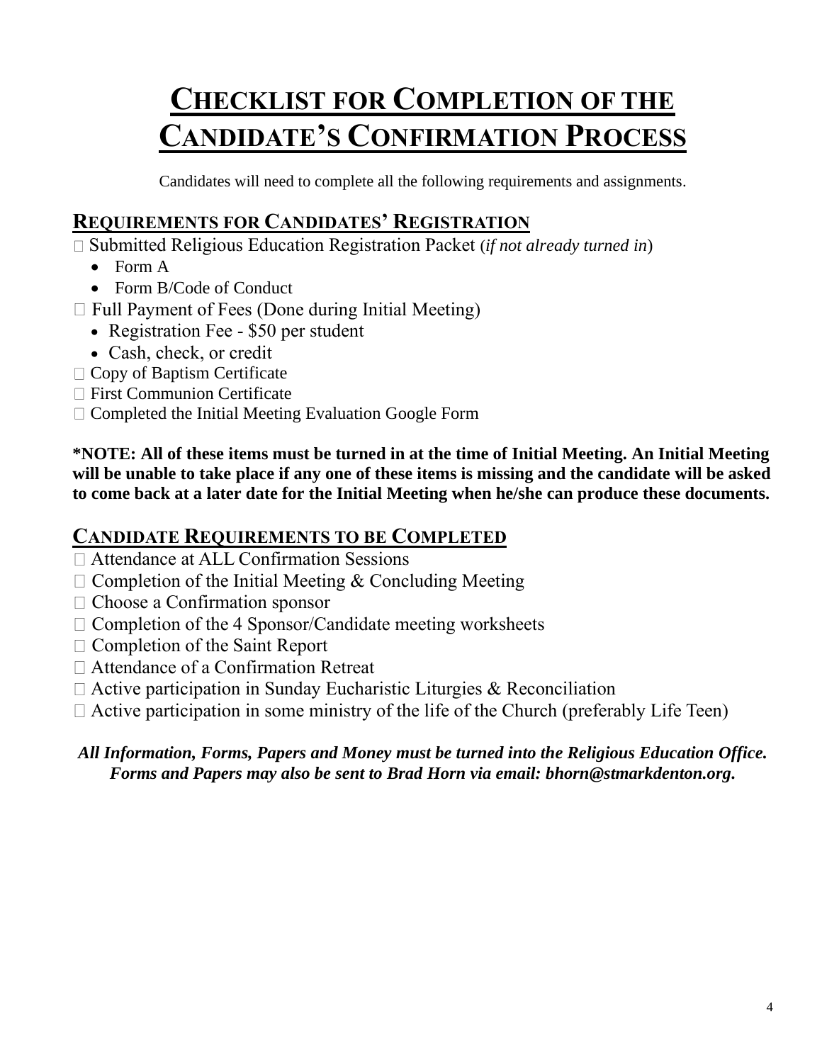# Checklist for Completion of the Candidate's Confirmation Process

Candidates will need to complete all the following requirements and assignments.

## Requirements for Candidates' Registration

- [ ] Submitted Religious Education Registration Packet (*if not already turned in*)
  - Form A
  - Form B/Code of Conduct
- [ ] Full Payment of Fees (Done during Initial Meeting)
  - Registration Fee - $50 per student
  - Cash, check, or credit
- [ ] Copy of Baptism Certificate
- [ ] First Communion Certificate
- [ ] Completed the Initial Meeting Evaluation Google Form

**\*NOTE: All of these items must be turned in at the time of Initial Meeting. An Initial Meeting will be unable to take place if any one of these items is missing and the candidate will be asked to come back at a later date for the Initial Meeting when he/she can produce these documents.**

## Candidate Requirements to be Completed

- [ ] Attendance at ALL Confirmation Sessions
- [ ] Completion of the Initial Meeting & Concluding Meeting
- [ ] Choose a Confirmation sponsor
- [ ] Completion of the 4 Sponsor/Candidate meeting worksheets
- [ ] Completion of the Saint Report
- [ ] Attendance of a Confirmation Retreat
- [ ] Active participation in Sunday Eucharistic Liturgies & Reconciliation
- [ ] Active participation in some ministry of the life of the Church (preferably Life Teen)

***All Information, Forms, Papers and Money must be turned into the Religious Education Office. Forms and Papers may also be sent to Brad Horn via email: bhorn@stmarkdenton.org.***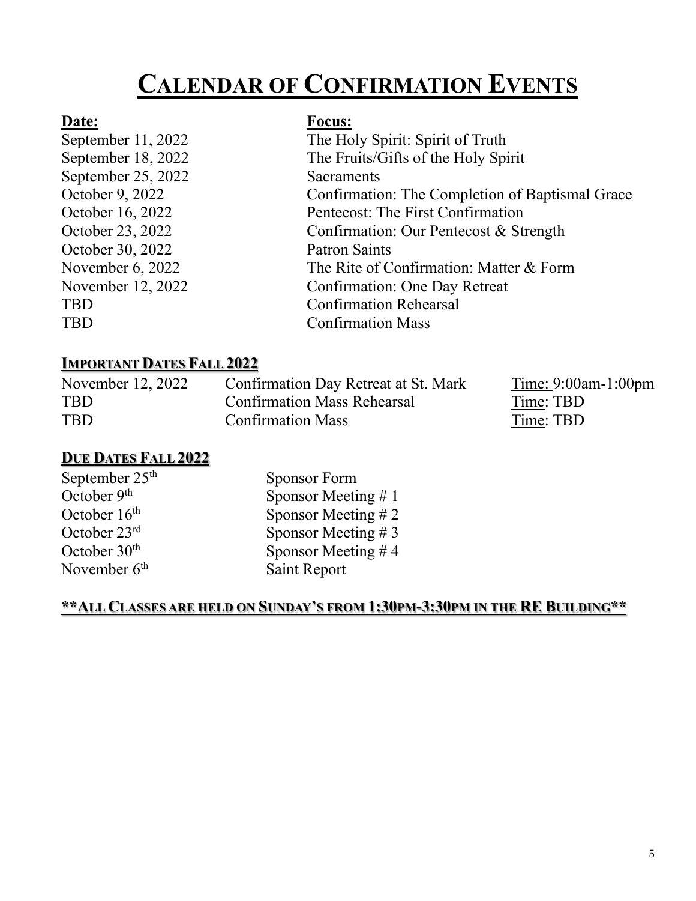# CALENDAR OF CONFIRMATION EVENTS

| **Date:** | **Focus:** |
|---|---|
| September 11, 2022 | The Holy Spirit: Spirit of Truth |
| September 18, 2022 | The Fruits/Gifts of the Holy Spirit |
| September 25, 2022 | Sacraments |
| October 9, 2022 | Confirmation: The Completion of Baptismal Grace |
| October 16, 2022 | Pentecost: The First Confirmation |
| October 23, 2022 | Confirmation: Our Pentecost & Strength |
| October 30, 2022 | Patron Saints |
| November 6, 2022 | The Rite of Confirmation: Matter & Form |
| November 12, 2022 | Confirmation: One Day Retreat |
| TBD | Confirmation Rehearsal |
| TBD | Confirmation Mass |

## IMPORTANT DATES FALL 2022

| | | |
|---|---|---|
| November 12, 2022 | Confirmation Day Retreat at St. Mark | Time: 9:00am-1:00pm |
| TBD | Confirmation Mass Rehearsal | Time: TBD |
| TBD | Confirmation Mass | Time: TBD |

## DUE DATES FALL 2022

| | |
|---|---|
| September 25th | Sponsor Form |
| October 9th | Sponsor Meeting # 1 |
| October 16th | Sponsor Meeting # 2 |
| October 23rd | Sponsor Meeting # 3 |
| October 30th | Sponsor Meeting # 4 |
| November 6th | Saint Report |

**\*\*ALL CLASSES ARE HELD ON SUNDAY'S FROM 1:30PM-3:30PM IN THE RE BUILDING\*\***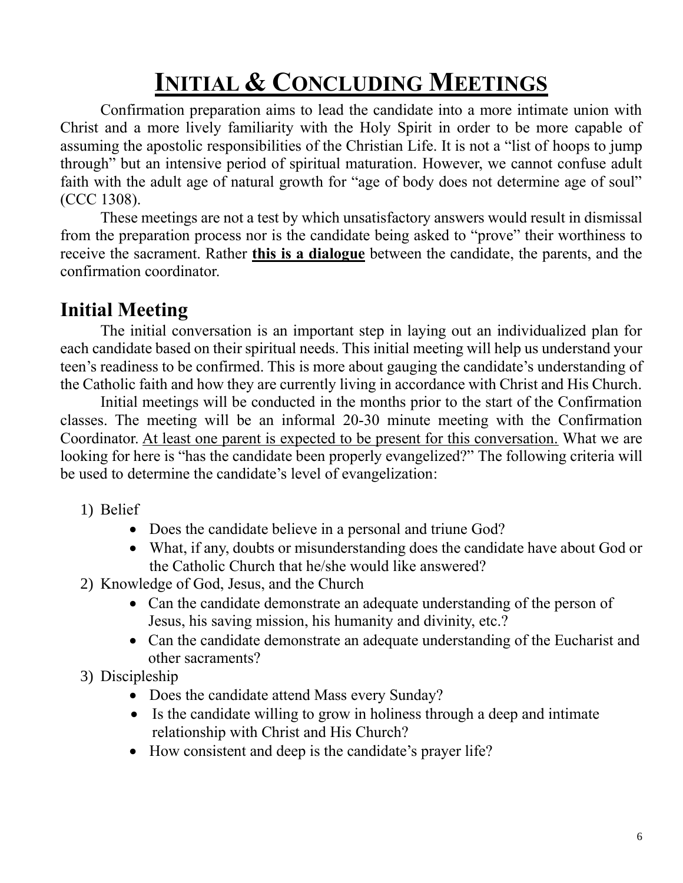# INITIAL & CONCLUDING MEETINGS

Confirmation preparation aims to lead the candidate into a more intimate union with Christ and a more lively familiarity with the Holy Spirit in order to be more capable of assuming the apostolic responsibilities of the Christian Life. It is not a "list of hoops to jump through" but an intensive period of spiritual maturation. However, we cannot confuse adult faith with the adult age of natural growth for "age of body does not determine age of soul" (CCC 1308).

These meetings are not a test by which unsatisfactory answers would result in dismissal from the preparation process nor is the candidate being asked to "prove" their worthiness to receive the sacrament. Rather **this is a dialogue** between the candidate, the parents, and the confirmation coordinator.

## Initial Meeting

The initial conversation is an important step in laying out an individualized plan for each candidate based on their spiritual needs. This initial meeting will help us understand your teen's readiness to be confirmed. This is more about gauging the candidate's understanding of the Catholic faith and how they are currently living in accordance with Christ and His Church.

Initial meetings will be conducted in the months prior to the start of the Confirmation classes. The meeting will be an informal 20-30 minute meeting with the Confirmation Coordinator. At least one parent is expected to be present for this conversation. What we are looking for here is "has the candidate been properly evangelized?" The following criteria will be used to determine the candidate's level of evangelization:

1) Belief
   - Does the candidate believe in a personal and triune God?
   - What, if any, doubts or misunderstanding does the candidate have about God or the Catholic Church that he/she would like answered?
2) Knowledge of God, Jesus, and the Church
   - Can the candidate demonstrate an adequate understanding of the person of Jesus, his saving mission, his humanity and divinity, etc.?
   - Can the candidate demonstrate an adequate understanding of the Eucharist and other sacraments?
3) Discipleship
   - Does the candidate attend Mass every Sunday?
   - Is the candidate willing to grow in holiness through a deep and intimate relationship with Christ and His Church?
   - How consistent and deep is the candidate's prayer life?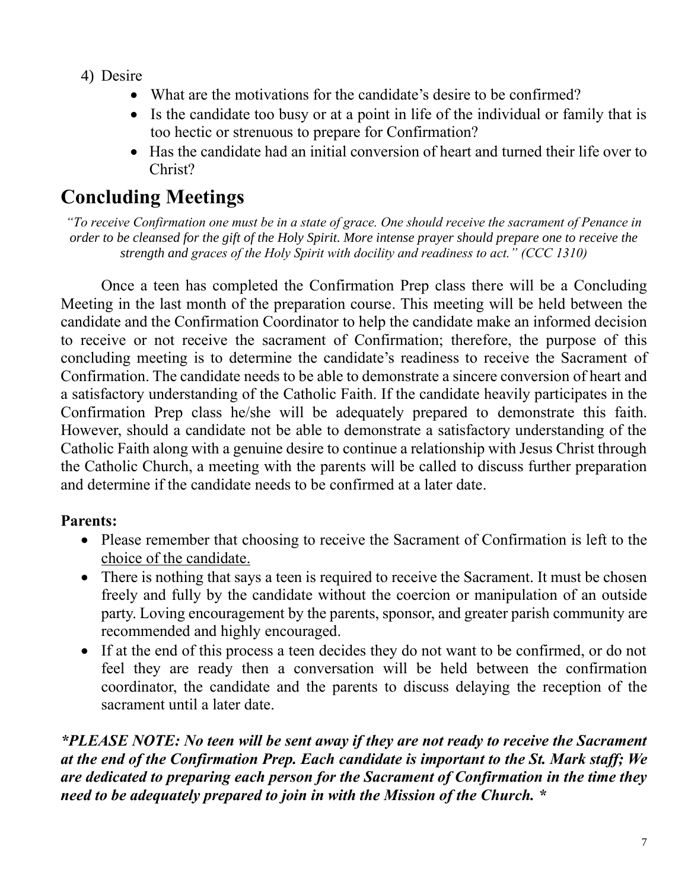4) Desire
   - What are the motivations for the candidate's desire to be confirmed?
   - Is the candidate too busy or at a point in life of the individual or family that is too hectic or strenuous to prepare for Confirmation?
   - Has the candidate had an initial conversion of heart and turned their life over to Christ?

# Concluding Meetings

*"To receive Confirmation one must be in a state of grace. One should receive the sacrament of Penance in order to be cleansed for the gift of the Holy Spirit. More intense prayer should prepare one to receive the strength and graces of the Holy Spirit with docility and readiness to act." (CCC 1310)*

Once a teen has completed the Confirmation Prep class there will be a Concluding Meeting in the last month of the preparation course. This meeting will be held between the candidate and the Confirmation Coordinator to help the candidate make an informed decision to receive or not receive the sacrament of Confirmation; therefore, the purpose of this concluding meeting is to determine the candidate's readiness to receive the Sacrament of Confirmation. The candidate needs to be able to demonstrate a sincere conversion of heart and a satisfactory understanding of the Catholic Faith. If the candidate heavily participates in the Confirmation Prep class he/she will be adequately prepared to demonstrate this faith. However, should a candidate not be able to demonstrate a satisfactory understanding of the Catholic Faith along with a genuine desire to continue a relationship with Jesus Christ through the Catholic Church, a meeting with the parents will be called to discuss further preparation and determine if the candidate needs to be confirmed at a later date.

**Parents:**

- Please remember that choosing to receive the Sacrament of Confirmation is left to the <u>choice of the candidate.</u>
- There is nothing that says a teen is required to receive the Sacrament. It must be chosen freely and fully by the candidate without the coercion or manipulation of an outside party. Loving encouragement by the parents, sponsor, and greater parish community are recommended and highly encouraged.
- If at the end of this process a teen decides they do not want to be confirmed, or do not feel they are ready then a conversation will be held between the confirmation coordinator, the candidate and the parents to discuss delaying the reception of the sacrament until a later date.

***PLEASE NOTE: No teen will be sent away if they are not ready to receive the Sacrament at the end of the Confirmation Prep. Each candidate is important to the St. Mark staff; We are dedicated to preparing each person for the Sacrament of Confirmation in the time they need to be adequately prepared to join in with the Mission of the Church. ***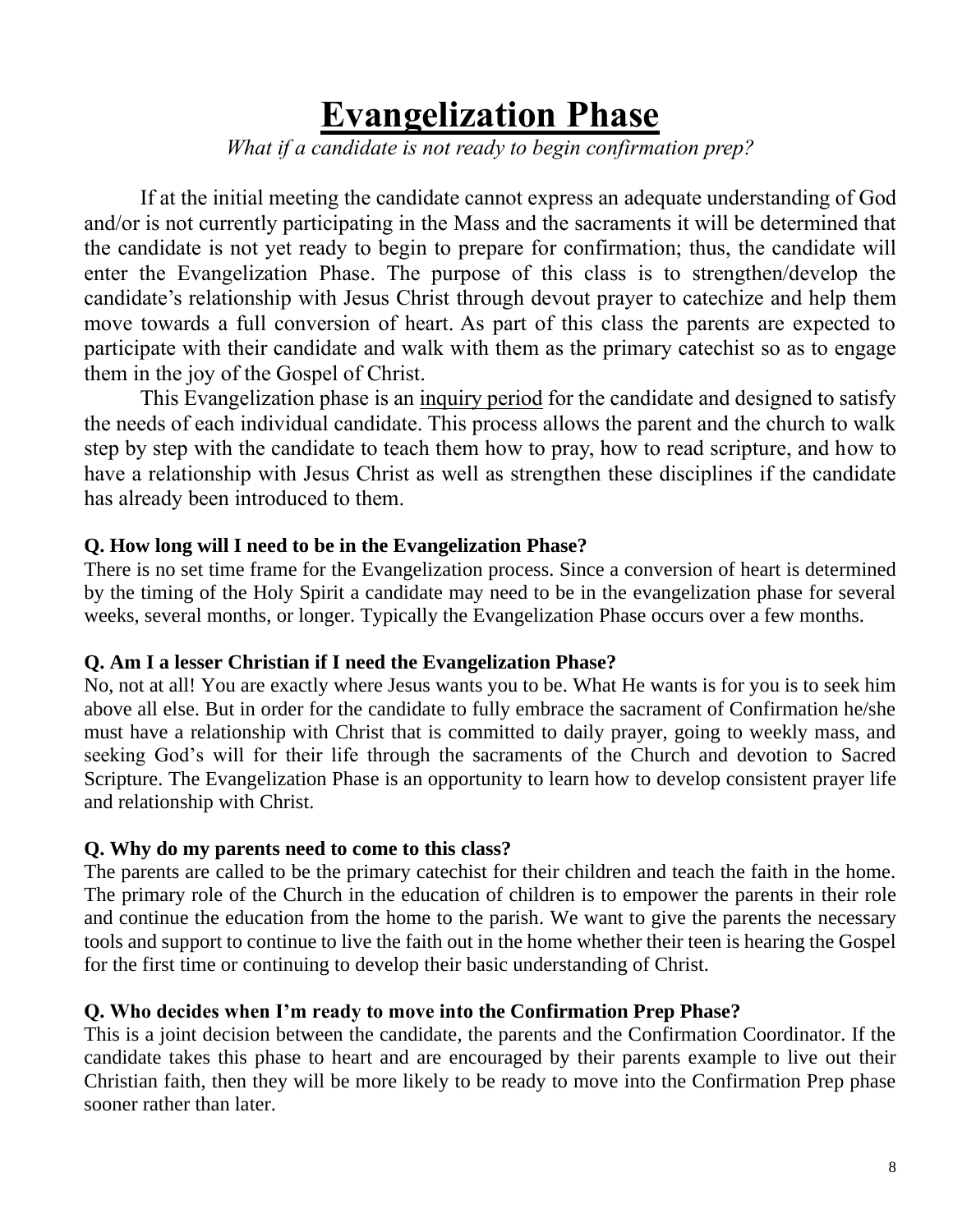// Evangelization Phase

*What if a candidate is not ready to begin confirmation prep?*

If at the initial meeting the candidate cannot express an adequate understanding of God and/or is not currently participating in the Mass and the sacraments it will be determined that the candidate is not yet ready to begin to prepare for confirmation; thus, the candidate will enter the Evangelization Phase. The purpose of this class is to strengthen/develop the candidate's relationship with Jesus Christ through devout prayer to catechize and help them move towards a full conversion of heart. As part of this class the parents are expected to participate with their candidate and walk with them as the primary catechist so as to engage them in the joy of the Gospel of Christ.

This Evangelization phase is an inquiry period for the candidate and designed to satisfy the needs of each individual candidate. This process allows the parent and the church to walk step by step with the candidate to teach them how to pray, how to read scripture, and how to have a relationship with Jesus Christ as well as strengthen these disciplines if the candidate has already been introduced to them.

**Q. How long will I need to be in the Evangelization Phase?**

There is no set time frame for the Evangelization process. Since a conversion of heart is determined by the timing of the Holy Spirit a candidate may need to be in the evangelization phase for several weeks, several months, or longer. Typically the Evangelization Phase occurs over a few months.

**Q. Am I a lesser Christian if I need the Evangelization Phase?**

No, not at all! You are exactly where Jesus wants you to be. What He wants is for you is to seek him above all else. But in order for the candidate to fully embrace the sacrament of Confirmation he/she must have a relationship with Christ that is committed to daily prayer, going to weekly mass, and seeking God's will for their life through the sacraments of the Church and devotion to Sacred Scripture. The Evangelization Phase is an opportunity to learn how to develop consistent prayer life and relationship with Christ.

**Q. Why do my parents need to come to this class?**

The parents are called to be the primary catechist for their children and teach the faith in the home. The primary role of the Church in the education of children is to empower the parents in their role and continue the education from the home to the parish. We want to give the parents the necessary tools and support to continue to live the faith out in the home whether their teen is hearing the Gospel for the first time or continuing to develop their basic understanding of Christ.

**Q. Who decides when I'm ready to move into the Confirmation Prep Phase?**

This is a joint decision between the candidate, the parents and the Confirmation Coordinator. If the candidate takes this phase to heart and are encouraged by their parents example to live out their Christian faith, then they will be more likely to be ready to move into the Confirmation Prep phase sooner rather than later.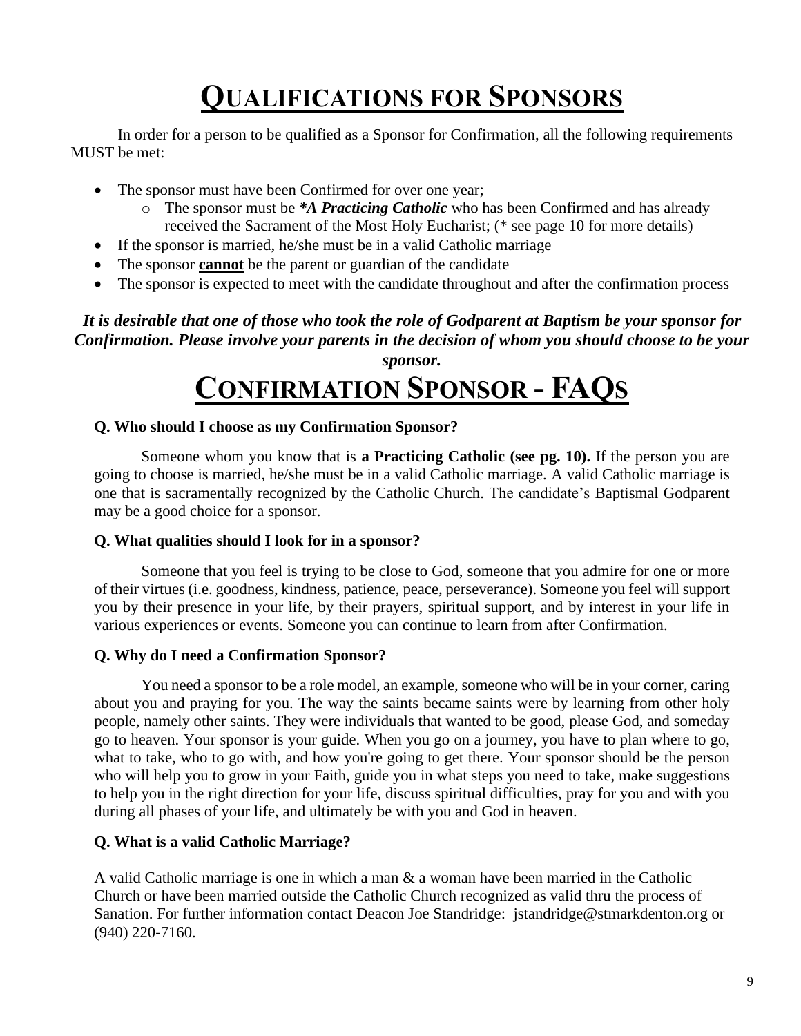# QUALIFICATIONS FOR SPONSORS

In order for a person to be qualified as a Sponsor for Confirmation, all the following requirements MUST be met:

- The sponsor must have been Confirmed for over one year;
  - The sponsor must be ***A Practicing Catholic*** who has been Confirmed and has already received the Sacrament of the Most Holy Eucharist; (* see page 10 for more details)
- If the sponsor is married, he/she must be in a valid Catholic marriage
- The sponsor **cannot** be the parent or guardian of the candidate
- The sponsor is expected to meet with the candidate throughout and after the confirmation process

***It is desirable that one of those who took the role of Godparent at Baptism be your sponsor for Confirmation. Please involve your parents in the decision of whom you should choose to be your sponsor.***

# CONFIRMATION SPONSOR - FAQS

**Q. Who should I choose as my Confirmation Sponsor?**

Someone whom you know that is **a Practicing Catholic (see pg. 10).** If the person you are going to choose is married, he/she must be in a valid Catholic marriage. A valid Catholic marriage is one that is sacramentally recognized by the Catholic Church. The candidate's Baptismal Godparent may be a good choice for a sponsor.

**Q. What qualities should I look for in a sponsor?**

Someone that you feel is trying to be close to God, someone that you admire for one or more of their virtues (i.e. goodness, kindness, patience, peace, perseverance). Someone you feel will support you by their presence in your life, by their prayers, spiritual support, and by interest in your life in various experiences or events. Someone you can continue to learn from after Confirmation.

**Q. Why do I need a Confirmation Sponsor?**

You need a sponsor to be a role model, an example, someone who will be in your corner, caring about you and praying for you. The way the saints became saints were by learning from other holy people, namely other saints. They were individuals that wanted to be good, please God, and someday go to heaven. Your sponsor is your guide. When you go on a journey, you have to plan where to go, what to take, who to go with, and how you're going to get there. Your sponsor should be the person who will help you to grow in your Faith, guide you in what steps you need to take, make suggestions to help you in the right direction for your life, discuss spiritual difficulties, pray for you and with you during all phases of your life, and ultimately be with you and God in heaven.

**Q. What is a valid Catholic Marriage?**

A valid Catholic marriage is one in which a man & a woman have been married in the Catholic Church or have been married outside the Catholic Church recognized as valid thru the process of Sanation. For further information contact Deacon Joe Standridge: jstandridge@stmarkdenton.org or (940) 220-7160.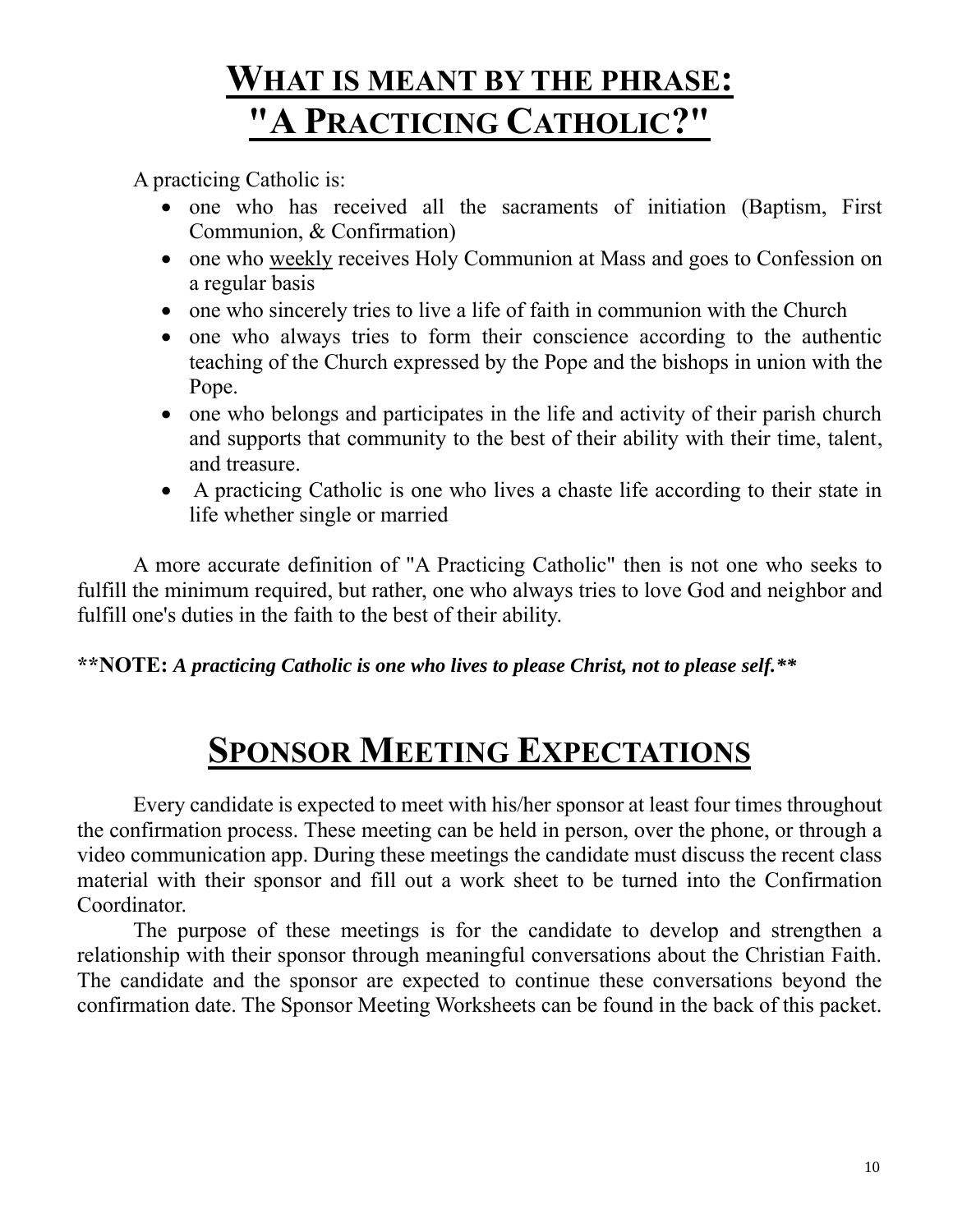# WHAT IS MEANT BY THE PHRASE: "A PRACTICING CATHOLIC?"

A practicing Catholic is:

- one who has received all the sacraments of initiation (Baptism, First Communion, & Confirmation)
- one who weekly receives Holy Communion at Mass and goes to Confession on a regular basis
- one who sincerely tries to live a life of faith in communion with the Church
- one who always tries to form their conscience according to the authentic teaching of the Church expressed by the Pope and the bishops in union with the Pope.
- one who belongs and participates in the life and activity of their parish church and supports that community to the best of their ability with their time, talent, and treasure.
- A practicing Catholic is one who lives a chaste life according to their state in life whether single or married

A more accurate definition of "A Practicing Catholic" then is not one who seeks to fulfill the minimum required, but rather, one who always tries to love God and neighbor and fulfill one's duties in the faith to the best of their ability.

**NOTE:** ***A practicing Catholic is one who lives to please Christ, not to please self.***

# SPONSOR MEETING EXPECTATIONS

Every candidate is expected to meet with his/her sponsor at least four times throughout the confirmation process. These meeting can be held in person, over the phone, or through a video communication app. During these meetings the candidate must discuss the recent class material with their sponsor and fill out a work sheet to be turned into the Confirmation Coordinator.

The purpose of these meetings is for the candidate to develop and strengthen a relationship with their sponsor through meaningful conversations about the Christian Faith. The candidate and the sponsor are expected to continue these conversations beyond the confirmation date. The Sponsor Meeting Worksheets can be found in the back of this packet.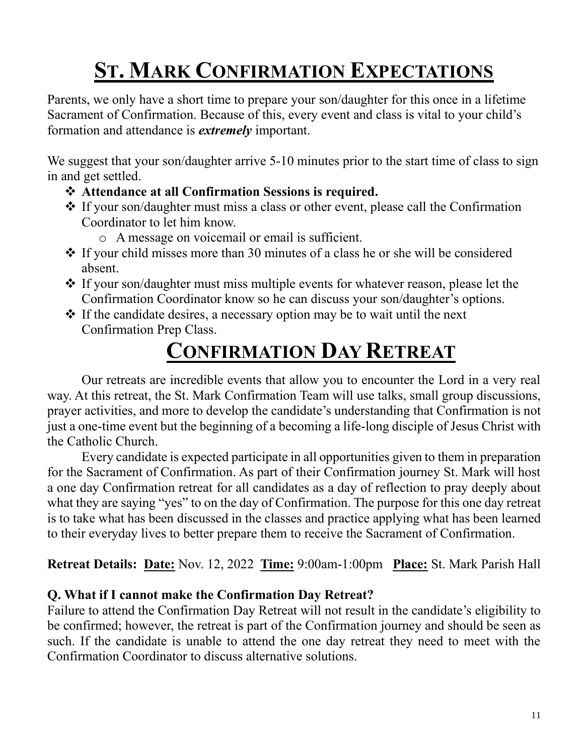# St. Mark Confirmation Expectations

Parents, we only have a short time to prepare your son/daughter for this once in a lifetime Sacrament of Confirmation. Because of this, every event and class is vital to your child's formation and attendance is ***extremely*** important.

We suggest that your son/daughter arrive 5-10 minutes prior to the start time of class to sign in and get settled.

- **Attendance at all Confirmation Sessions is required.**
- If your son/daughter must miss a class or other event, please call the Confirmation Coordinator to let him know.
  - A message on voicemail or email is sufficient.
- If your child misses more than 30 minutes of a class he or she will be considered absent.
- If your son/daughter must miss multiple events for whatever reason, please let the Confirmation Coordinator know so he can discuss your son/daughter's options.
- If the candidate desires, a necessary option may be to wait until the next Confirmation Prep Class.

# Confirmation Day Retreat

Our retreats are incredible events that allow you to encounter the Lord in a very real way. At this retreat, the St. Mark Confirmation Team will use talks, small group discussions, prayer activities, and more to develop the candidate's understanding that Confirmation is not just a one-time event but the beginning of a becoming a life-long disciple of Jesus Christ with the Catholic Church.

Every candidate is expected participate in all opportunities given to them in preparation for the Sacrament of Confirmation. As part of their Confirmation journey St. Mark will host a one day Confirmation retreat for all candidates as a day of reflection to pray deeply about what they are saying "yes" to on the day of Confirmation. The purpose for this one day retreat is to take what has been discussed in the classes and practice applying what has been learned to their everyday lives to better prepare them to receive the Sacrament of Confirmation.

**Retreat Details:** **Date:** Nov. 12, 2022 **Time:** 9:00am-1:00pm **Place:** St. Mark Parish Hall

**Q. What if I cannot make the Confirmation Day Retreat?**

Failure to attend the Confirmation Day Retreat will not result in the candidate's eligibility to be confirmed; however, the retreat is part of the Confirmation journey and should be seen as such. If the candidate is unable to attend the one day retreat they need to meet with the Confirmation Coordinator to discuss alternative solutions.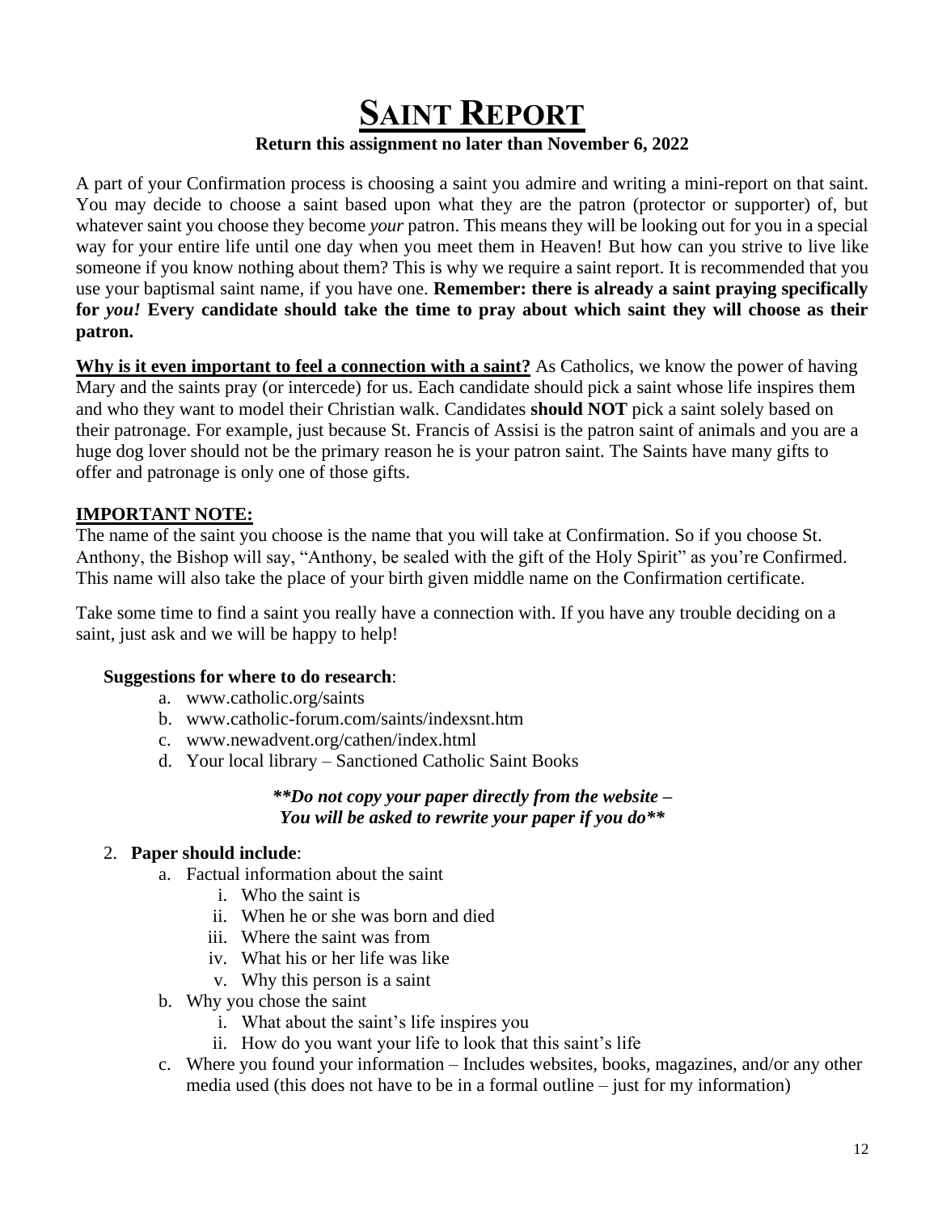# **SAINT REPORT**

**Return this assignment no later than November 6, 2022**

A part of your Confirmation process is choosing a saint you admire and writing a mini-report on that saint. You may decide to choose a saint based upon what they are the patron (protector or supporter) of, but whatever saint you choose they become *your* patron. This means they will be looking out for you in a special way for your entire life until one day when you meet them in Heaven! But how can you strive to live like someone if you know nothing about them? This is why we require a saint report. It is recommended that you use your baptismal saint name, if you have one. **Remember: there is already a saint praying specifically for *you!* Every candidate should take the time to pray about which saint they will choose as their patron.**

**Why is it even important to feel a connection with a saint?** As Catholics, we know the power of having Mary and the saints pray (or intercede) for us. Each candidate should pick a saint whose life inspires them and who they want to model their Christian walk. Candidates **should NOT** pick a saint solely based on their patronage. For example, just because St. Francis of Assisi is the patron saint of animals and you are a huge dog lover should not be the primary reason he is your patron saint. The Saints have many gifts to offer and patronage is only one of those gifts.

**IMPORTANT NOTE:**

The name of the saint you choose is the name that you will take at Confirmation. So if you choose St. Anthony, the Bishop will say, "Anthony, be sealed with the gift of the Holy Spirit" as you're Confirmed. This name will also take the place of your birth given middle name on the Confirmation certificate.

Take some time to find a saint you really have a connection with. If you have any trouble deciding on a saint, just ask and we will be happy to help!

**Suggestions for where to do research**:

a. www.catholic.org/saints
b. www.catholic-forum.com/saints/indexsnt.htm
c. www.newadvent.org/cathen/index.html
d. Your local library – Sanctioned Catholic Saint Books

***\*\*Do not copy your paper directly from the website – You will be asked to rewrite your paper if you do\*\****

2. **Paper should include**:
   a. Factual information about the saint
      i. Who the saint is
      ii. When he or she was born and died
      iii. Where the saint was from
      iv. What his or her life was like
      v. Why this person is a saint
   b. Why you chose the saint
      i. What about the saint's life inspires you
      ii. How do you want your life to look that this saint's life
   c. Where you found your information – Includes websites, books, magazines, and/or any other media used (this does not have to be in a formal outline – just for my information)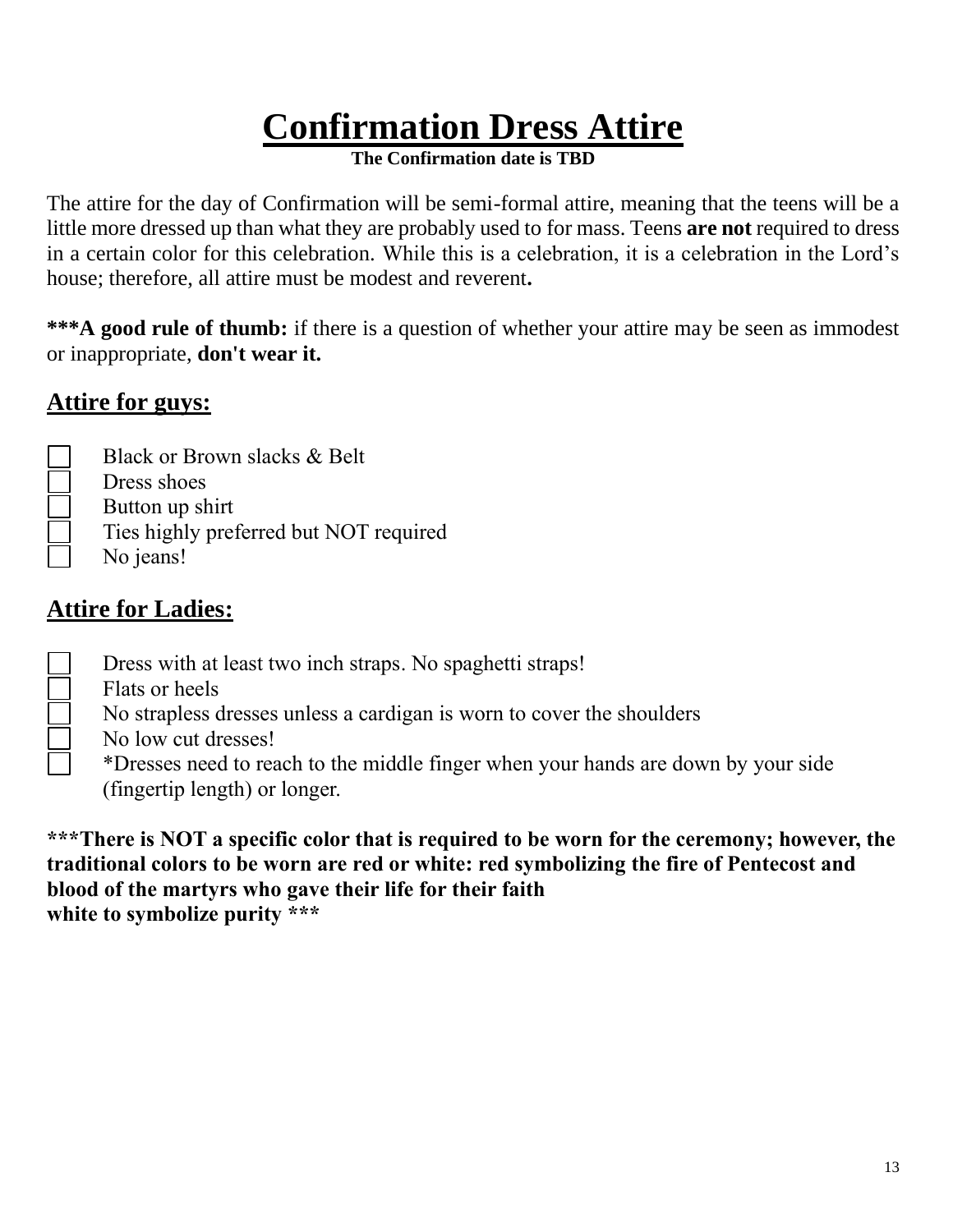# Confirmation Dress Attire

**The Confirmation date is TBD**

The attire for the day of Confirmation will be semi-formal attire, meaning that the teens will be a little more dressed up than what they are probably used to for mass. Teens **are not** required to dress in a certain color for this celebration. While this is a celebration, it is a celebration in the Lord's house; therefore, all attire must be modest and reverent**.**

**\*\*\*A good rule of thumb:** if there is a question of whether your attire may be seen as immodest or inappropriate, **don't wear it.**

## Attire for guys:

- [ ] Black or Brown slacks & Belt
- [ ] Dress shoes
- [ ] Button up shirt
- [ ] Ties highly preferred but NOT required
- [ ] No jeans!

## Attire for Ladies:

- [ ] Dress with at least two inch straps. No spaghetti straps!
- [ ] Flats or heels
- [ ] No strapless dresses unless a cardigan is worn to cover the shoulders
- [ ] No low cut dresses!
- [ ] *Dresses need to reach to the middle finger when your hands are down by your side (fingertip length) or longer.

**\*\*\*There is NOT a specific color that is required to be worn for the ceremony; however, the traditional colors to be worn are red or white: red symbolizing the fire of Pentecost and blood of the martyrs who gave their life for their faith
white to symbolize purity \*\*\***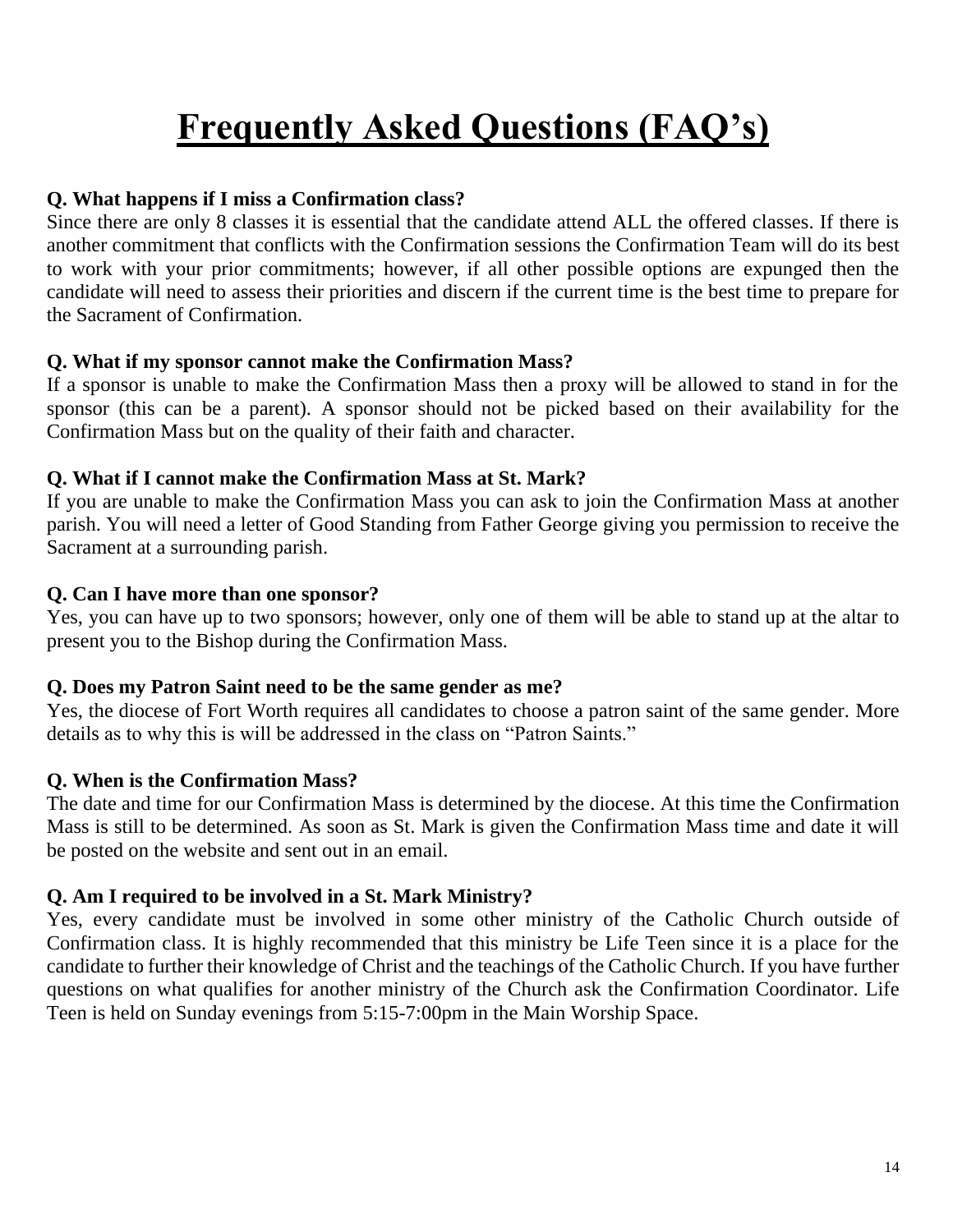# Frequently Asked Questions (FAQ's)

**Q. What happens if I miss a Confirmation class?**
Since there are only 8 classes it is essential that the candidate attend ALL the offered classes. If there is another commitment that conflicts with the Confirmation sessions the Confirmation Team will do its best to work with your prior commitments; however, if all other possible options are expunged then the candidate will need to assess their priorities and discern if the current time is the best time to prepare for the Sacrament of Confirmation.

**Q. What if my sponsor cannot make the Confirmation Mass?**
If a sponsor is unable to make the Confirmation Mass then a proxy will be allowed to stand in for the sponsor (this can be a parent). A sponsor should not be picked based on their availability for the Confirmation Mass but on the quality of their faith and character.

**Q. What if I cannot make the Confirmation Mass at St. Mark?**
If you are unable to make the Confirmation Mass you can ask to join the Confirmation Mass at another parish. You will need a letter of Good Standing from Father George giving you permission to receive the Sacrament at a surrounding parish.

**Q. Can I have more than one sponsor?**
Yes, you can have up to two sponsors; however, only one of them will be able to stand up at the altar to present you to the Bishop during the Confirmation Mass.

**Q. Does my Patron Saint need to be the same gender as me?**
Yes, the diocese of Fort Worth requires all candidates to choose a patron saint of the same gender. More details as to why this is will be addressed in the class on "Patron Saints."

**Q. When is the Confirmation Mass?**
The date and time for our Confirmation Mass is determined by the diocese. At this time the Confirmation Mass is still to be determined. As soon as St. Mark is given the Confirmation Mass time and date it will be posted on the website and sent out in an email.

**Q. Am I required to be involved in a St. Mark Ministry?**
Yes, every candidate must be involved in some other ministry of the Catholic Church outside of Confirmation class. It is highly recommended that this ministry be Life Teen since it is a place for the candidate to further their knowledge of Christ and the teachings of the Catholic Church. If you have further questions on what qualifies for another ministry of the Church ask the Confirmation Coordinator. Life Teen is held on Sunday evenings from 5:15-7:00pm in the Main Worship Space.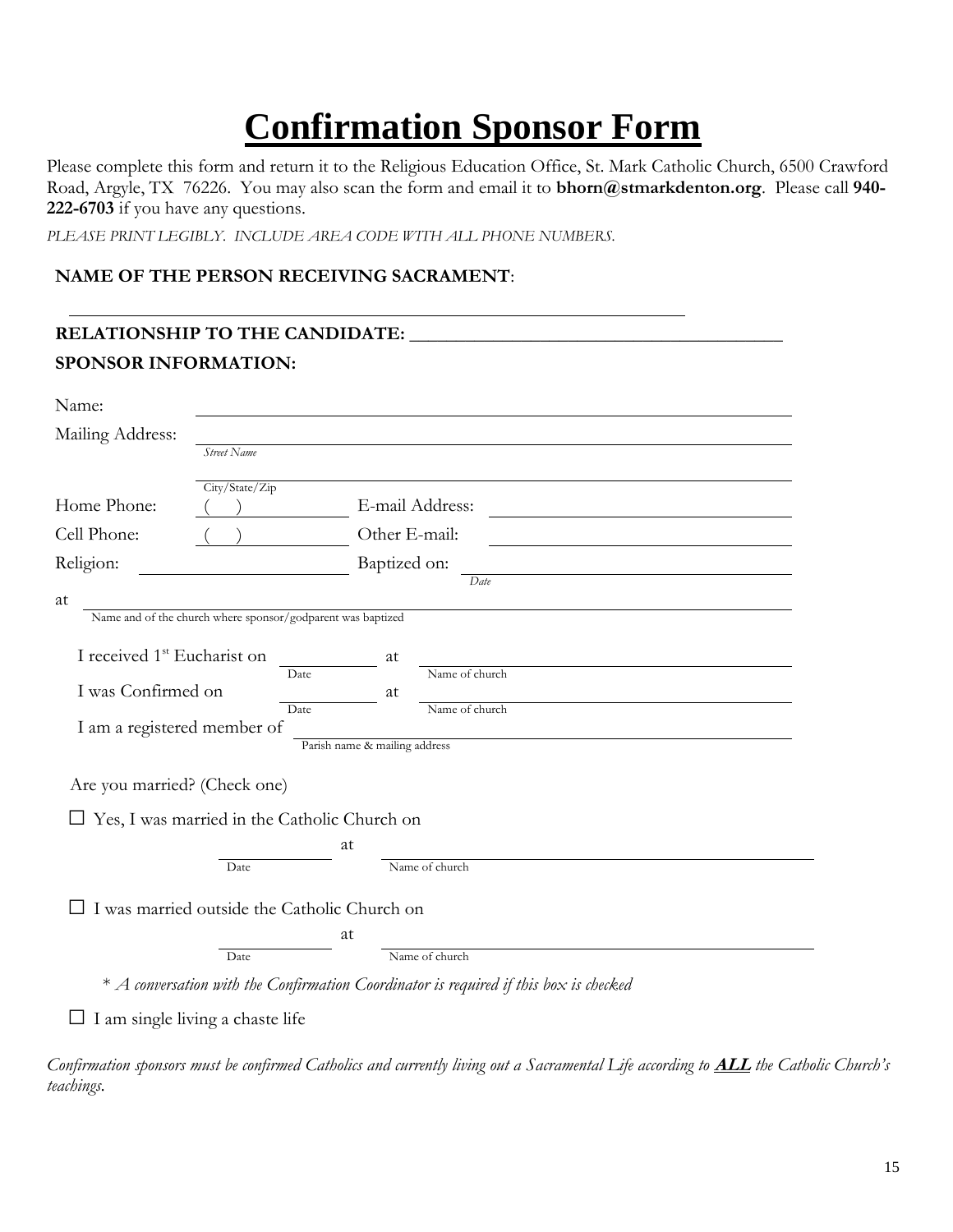# Confirmation Sponsor Form

Please complete this form and return it to the Religious Education Office, St. Mark Catholic Church, 6500 Crawford Road, Argyle, TX 76226. You may also scan the form and email it to **bhorn@stmarkdenton.org**. Please call **940-222-6703** if you have any questions.

*PLEASE PRINT LEGIBLY. INCLUDE AREA CODE WITH ALL PHONE NUMBERS.*

**NAME OF THE PERSON RECEIVING SACRAMENT**:

______________________________________________________________

**RELATIONSHIP TO THE CANDIDATE:** ____________________________________

**SPONSOR INFORMATION:**

Name: ______________________________________________________________

Mailing Address: ______________________________________________________
*Street Name*

______________________________________________________________
City/State/Zip

Home Phone: (   ) ______________ E-mail Address: ______________________________

Cell Phone: (   ) ______________ Other E-mail: ______________________________

Religion: ______________________ Baptized on: ______________________________
*Date*

at ______________________________________________________________
Name and of the church where sponsor/godparent was baptized

I received 1st Eucharist on ____________ at ______________________________
Date — Name of church

I was Confirmed on ____________ at ______________________________
Date — Name of church

I am a registered member of ______________________________________________
Parish name & mailing address

Are you married? (Check one)

☐ Yes, I was married in the Catholic Church on

____________ at ______________________________
Date — Name of church

☐ I was married outside the Catholic Church on

____________ at ______________________________
Date — Name of church

\* *A conversation with the Confirmation Coordinator is required if this box is checked*

☐ I am single living a chaste life

*Confirmation sponsors must be confirmed Catholics and currently living out a Sacramental Life according to* ***ALL*** *the Catholic Church's teachings.*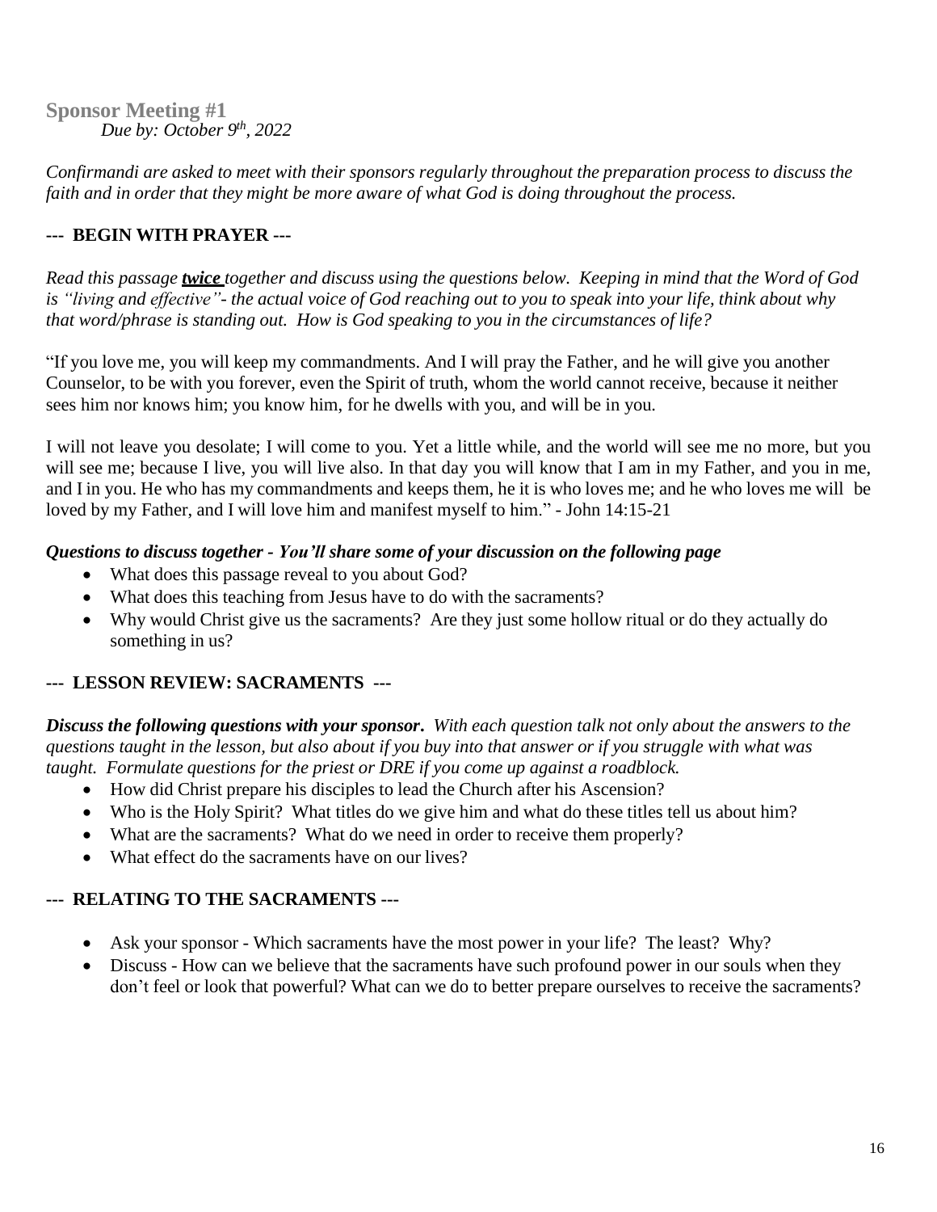## Sponsor Meeting #1

*Due by: October 9th, 2022*

*Confirmandi are asked to meet with their sponsors regularly throughout the preparation process to discuss the faith and in order that they might be more aware of what God is doing throughout the process.*

### --- BEGIN WITH PRAYER ---

*Read this passage **twice** together and discuss using the questions below. Keeping in mind that the Word of God is "living and effective"- the actual voice of God reaching out to you to speak into your life, think about why that word/phrase is standing out. How is God speaking to you in the circumstances of life?*

"If you love me, you will keep my commandments. And I will pray the Father, and he will give you another Counselor, to be with you forever, even the Spirit of truth, whom the world cannot receive, because it neither sees him nor knows him; you know him, for he dwells with you, and will be in you.

I will not leave you desolate; I will come to you. Yet a little while, and the world will see me no more, but you will see me; because I live, you will live also. In that day you will know that I am in my Father, and you in me, and I in you. He who has my commandments and keeps them, he it is who loves me; and he who loves me will be loved by my Father, and I will love him and manifest myself to him." - John 14:15-21

***Questions to discuss together - You'll share some of your discussion on the following page***

- What does this passage reveal to you about God?
- What does this teaching from Jesus have to do with the sacraments?
- Why would Christ give us the sacraments? Are they just some hollow ritual or do they actually do something in us?

### --- LESSON REVIEW: SACRAMENTS ---

***Discuss the following questions with your sponsor.** With each question talk not only about the answers to the questions taught in the lesson, but also about if you buy into that answer or if you struggle with what was taught. Formulate questions for the priest or DRE if you come up against a roadblock.*

- How did Christ prepare his disciples to lead the Church after his Ascension?
- Who is the Holy Spirit? What titles do we give him and what do these titles tell us about him?
- What are the sacraments? What do we need in order to receive them properly?
- What effect do the sacraments have on our lives?

### --- RELATING TO THE SACRAMENTS ---

- Ask your sponsor - Which sacraments have the most power in your life? The least? Why?
- Discuss - How can we believe that the sacraments have such profound power in our souls when they don't feel or look that powerful? What can we do to better prepare ourselves to receive the sacraments?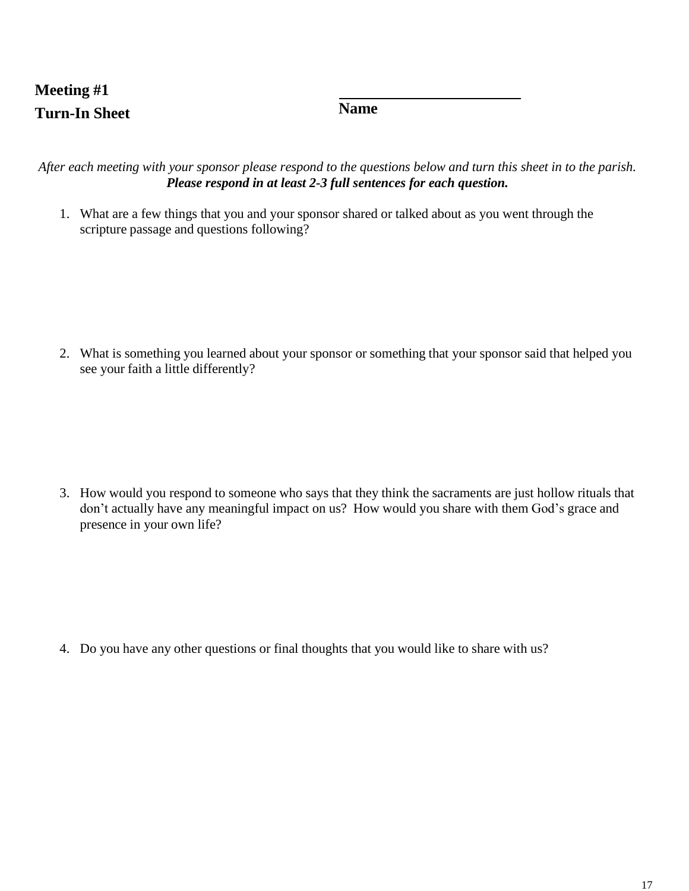**Meeting #1**

**Turn-In Sheet**

\_\_\_\_\_\_\_\_\_\_\_\_\_\_\_\_\_\_\_\_\_\_\_\_

**Name**

*After each meeting with your sponsor please respond to the questions below and turn this sheet in to the parish.*
***Please respond in at least 2-3 full sentences for each question.***

1. What are a few things that you and your sponsor shared or talked about as you went through the scripture passage and questions following?

2. What is something you learned about your sponsor or something that your sponsor said that helped you see your faith a little differently?

3. How would you respond to someone who says that they think the sacraments are just hollow rituals that don't actually have any meaningful impact on us? How would you share with them God's grace and presence in your own life?

4. Do you have any other questions or final thoughts that you would like to share with us?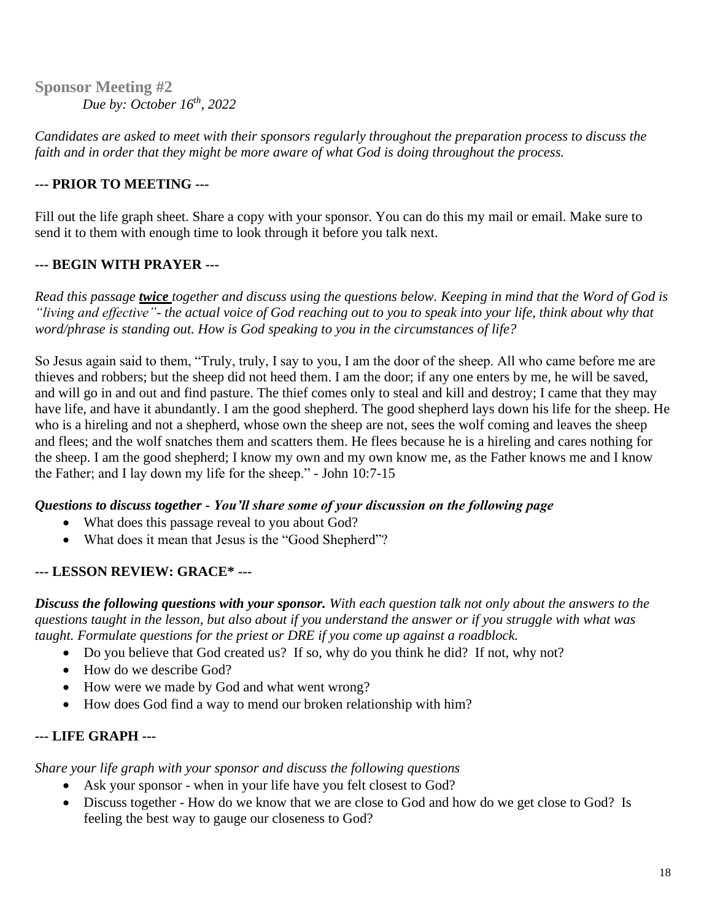## Sponsor Meeting #2

*Due by: October 16th, 2022*

*Candidates are asked to meet with their sponsors regularly throughout the preparation process to discuss the faith and in order that they might be more aware of what God is doing throughout the process.*

### --- PRIOR TO MEETING ---

Fill out the life graph sheet. Share a copy with your sponsor. You can do this my mail or email. Make sure to send it to them with enough time to look through it before you talk next.

### --- BEGIN WITH PRAYER ---

*Read this passage **twice** together and discuss using the questions below. Keeping in mind that the Word of God is "living and effective"- the actual voice of God reaching out to you to speak into your life, think about why that word/phrase is standing out. How is God speaking to you in the circumstances of life?*

So Jesus again said to them, "Truly, truly, I say to you, I am the door of the sheep. All who came before me are thieves and robbers; but the sheep did not heed them. I am the door; if any one enters by me, he will be saved, and will go in and out and find pasture. The thief comes only to steal and kill and destroy; I came that they may have life, and have it abundantly. I am the good shepherd. The good shepherd lays down his life for the sheep. He who is a hireling and not a shepherd, whose own the sheep are not, sees the wolf coming and leaves the sheep and flees; and the wolf snatches them and scatters them. He flees because he is a hireling and cares nothing for the sheep. I am the good shepherd; I know my own and my own know me, as the Father knows me and I know the Father; and I lay down my life for the sheep." - John 10:7-15

***Questions to discuss together - You'll share some of your discussion on the following page***

- What does this passage reveal to you about God?
- What does it mean that Jesus is the "Good Shepherd"?

### --- LESSON REVIEW: GRACE* ---

***Discuss the following questions with your sponsor.*** *With each question talk not only about the answers to the questions taught in the lesson, but also about if you understand the answer or if you struggle with what was taught. Formulate questions for the priest or DRE if you come up against a roadblock.*

- Do you believe that God created us? If so, why do you think he did? If not, why not?
- How do we describe God?
- How were we made by God and what went wrong?
- How does God find a way to mend our broken relationship with him?

### --- LIFE GRAPH ---

*Share your life graph with your sponsor and discuss the following questions*

- Ask your sponsor - when in your life have you felt closest to God?
- Discuss together - How do we know that we are close to God and how do we get close to God? Is feeling the best way to gauge our closeness to God?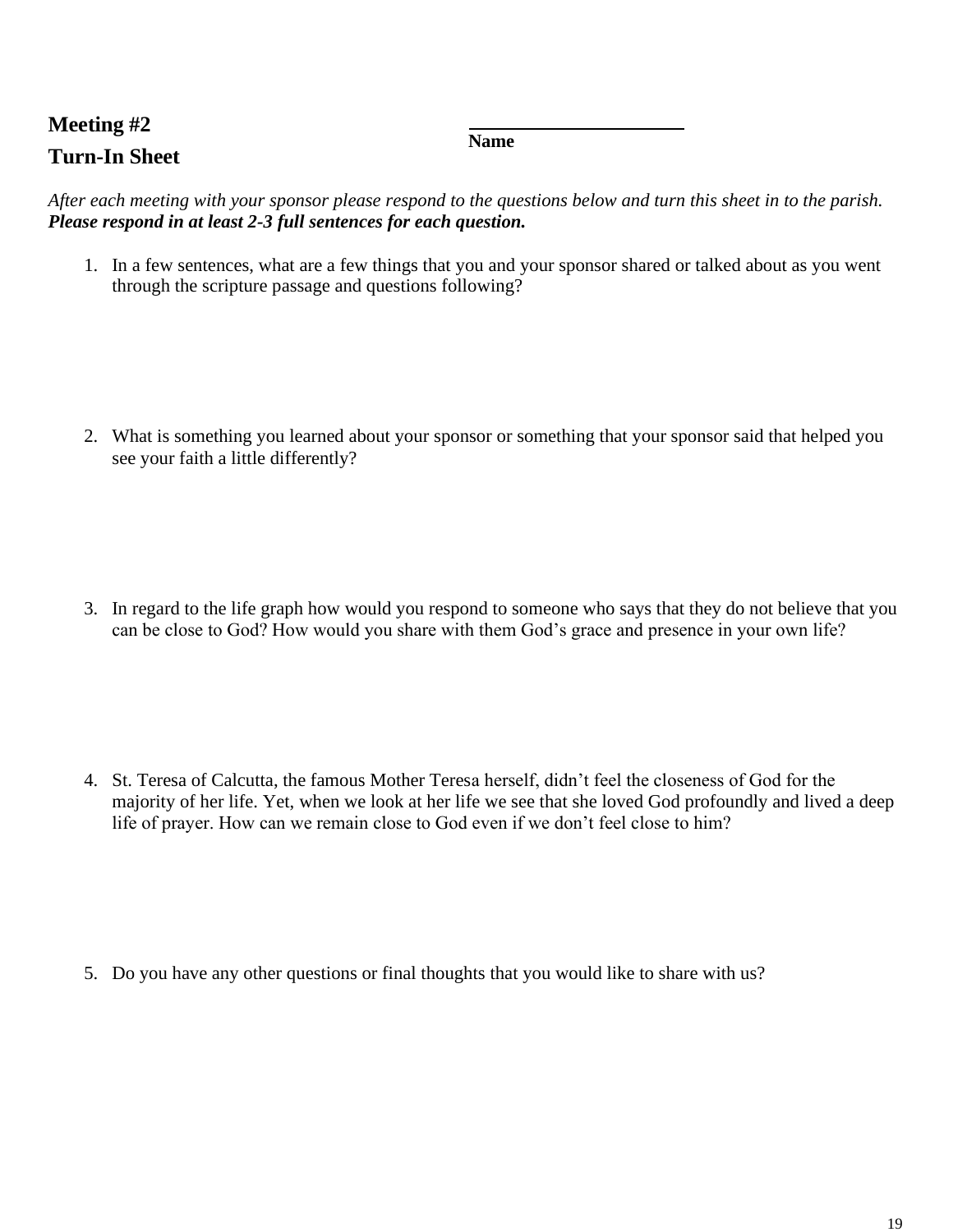## Meeting #2

## Turn-In Sheet

**Name** ______________________

*After each meeting with your sponsor please respond to the questions below and turn this sheet in to the parish.* ***Please respond in at least 2-3 full sentences for each question.***

1. In a few sentences, what are a few things that you and your sponsor shared or talked about as you went through the scripture passage and questions following?

2. What is something you learned about your sponsor or something that your sponsor said that helped you see your faith a little differently?

3. In regard to the life graph how would you respond to someone who says that they do not believe that you can be close to God? How would you share with them God's grace and presence in your own life?

4. St. Teresa of Calcutta, the famous Mother Teresa herself, didn't feel the closeness of God for the majority of her life. Yet, when we look at her life we see that she loved God profoundly and lived a deep life of prayer. How can we remain close to God even if we don't feel close to him?

5. Do you have any other questions or final thoughts that you would like to share with us?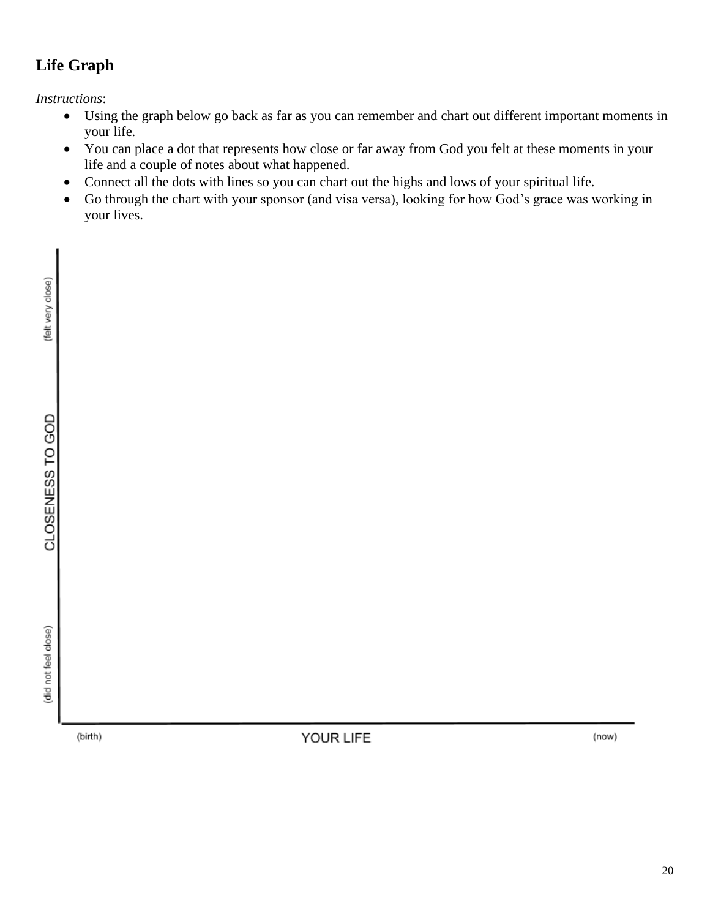## Life Graph

*Instructions*:

- Using the graph below go back as far as you can remember and chart out different important moments in your life.
- You can place a dot that represents how close or far away from God you felt at these moments in your life and a couple of notes about what happened.
- Connect all the dots with lines so you can chart out the highs and lows of your spiritual life.
- Go through the chart with your sponsor (and visa versa), looking for how God's grace was working in your lives.

(felt very close)

CLOSENESS TO GOD

(did not feel close)

(birth) YOUR LIFE (now)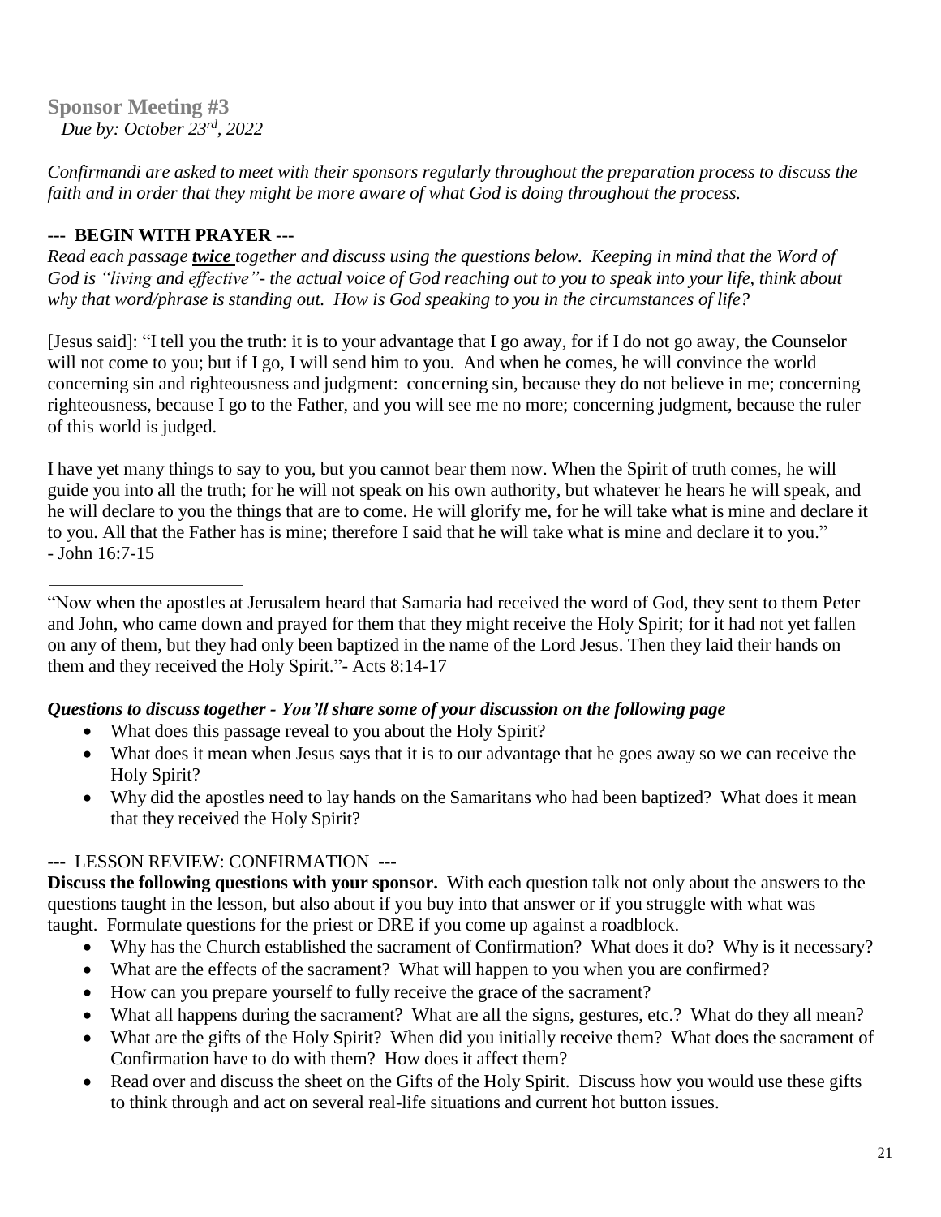## Sponsor Meeting #3

*Due by: October 23rd, 2022*

*Confirmandi are asked to meet with their sponsors regularly throughout the preparation process to discuss the faith and in order that they might be more aware of what God is doing throughout the process.*

**--- BEGIN WITH PRAYER ---**

*Read each passage **twice** together and discuss using the questions below. Keeping in mind that the Word of God is "living and effective"- the actual voice of God reaching out to you to speak into your life, think about why that word/phrase is standing out. How is God speaking to you in the circumstances of life?*

[Jesus said]: "I tell you the truth: it is to your advantage that I go away, for if I do not go away, the Counselor will not come to you; but if I go, I will send him to you. And when he comes, he will convince the world concerning sin and righteousness and judgment: concerning sin, because they do not believe in me; concerning righteousness, because I go to the Father, and you will see me no more; concerning judgment, because the ruler of this world is judged.

I have yet many things to say to you, but you cannot bear them now. When the Spirit of truth comes, he will guide you into all the truth; for he will not speak on his own authority, but whatever he hears he will speak, and he will declare to you the things that are to come. He will glorify me, for he will take what is mine and declare it to you. All that the Father has is mine; therefore I said that he will take what is mine and declare it to you."
- John 16:7-15

---

"Now when the apostles at Jerusalem heard that Samaria had received the word of God, they sent to them Peter and John, who came down and prayed for them that they might receive the Holy Spirit; for it had not yet fallen on any of them, but they had only been baptized in the name of the Lord Jesus. Then they laid their hands on them and they received the Holy Spirit."- Acts 8:14-17

***Questions to discuss together - You'll share some of your discussion on the following page***

- What does this passage reveal to you about the Holy Spirit?
- What does it mean when Jesus says that it is to our advantage that he goes away so we can receive the Holy Spirit?
- Why did the apostles need to lay hands on the Samaritans who had been baptized? What does it mean that they received the Holy Spirit?

--- LESSON REVIEW: CONFIRMATION ---

**Discuss the following questions with your sponsor.** With each question talk not only about the answers to the questions taught in the lesson, but also about if you buy into that answer or if you struggle with what was taught. Formulate questions for the priest or DRE if you come up against a roadblock.

- Why has the Church established the sacrament of Confirmation? What does it do? Why is it necessary?
- What are the effects of the sacrament? What will happen to you when you are confirmed?
- How can you prepare yourself to fully receive the grace of the sacrament?
- What all happens during the sacrament? What are all the signs, gestures, etc.? What do they all mean?
- What are the gifts of the Holy Spirit? When did you initially receive them? What does the sacrament of Confirmation have to do with them? How does it affect them?
- Read over and discuss the sheet on the Gifts of the Holy Spirit. Discuss how you would use these gifts to think through and act on several real-life situations and current hot button issues.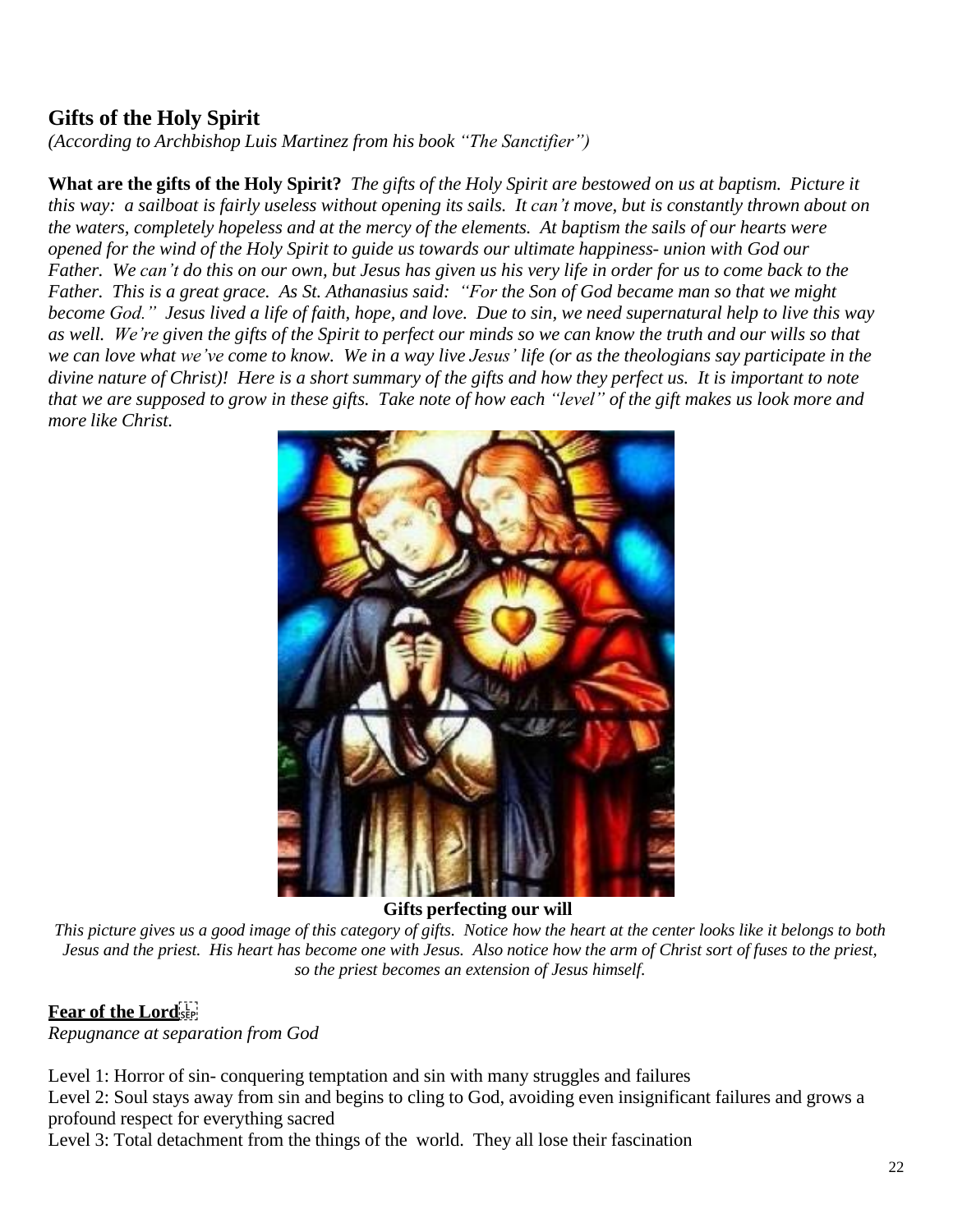## Gifts of the Holy Spirit

*(According to Archbishop Luis Martinez from his book "The Sanctifier")*

**What are the gifts of the Holy Spirit?** *The gifts of the Holy Spirit are bestowed on us at baptism. Picture it this way: a sailboat is fairly useless without opening its sails. It can't move, but is constantly thrown about on the waters, completely hopeless and at the mercy of the elements. At baptism the sails of our hearts were opened for the wind of the Holy Spirit to guide us towards our ultimate happiness- union with God our Father. We can't do this on our own, but Jesus has given us his very life in order for us to come back to the Father. This is a great grace. As St. Athanasius said: "For the Son of God became man so that we might become God." Jesus lived a life of faith, hope, and love. Due to sin, we need supernatural help to live this way as well. We're given the gifts of the Spirit to perfect our minds so we can know the truth and our wills so that we can love what we've come to know. We in a way live Jesus' life (or as the theologians say participate in the divine nature of Christ)! Here is a short summary of the gifts and how they perfect us. It is important to note that we are supposed to grow in these gifts. Take note of how each "level" of the gift makes us look more and more like Christ.*

**Gifts perfecting our will**

*This picture gives us a good image of this category of gifts. Notice how the heart at the center looks like it belongs to both Jesus and the priest. His heart has become one with Jesus. Also notice how the arm of Christ sort of fuses to the priest, so the priest becomes an extension of Jesus himself.*

### **Fear of the Lord**

*Repugnance at separation from God*

Level 1: Horror of sin- conquering temptation and sin with many struggles and failures
Level 2: Soul stays away from sin and begins to cling to God, avoiding even insignificant failures and grows a profound respect for everything sacred
Level 3: Total detachment from the things of the world. They all lose their fascination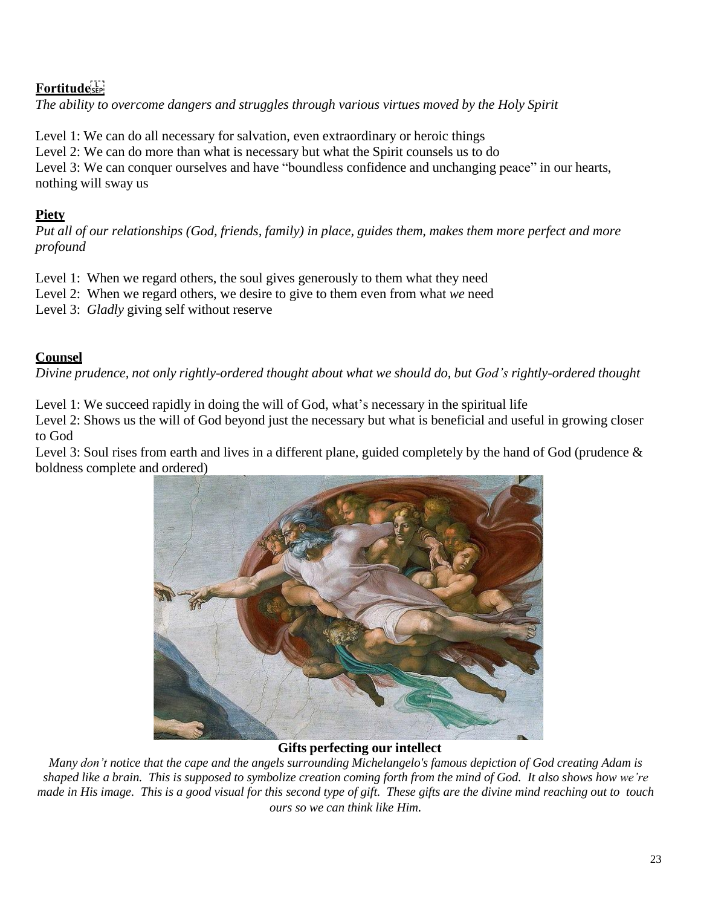**Fortitude**

*The ability to overcome dangers and struggles through various virtues moved by the Holy Spirit*

Level 1: We can do all necessary for salvation, even extraordinary or heroic things
Level 2: We can do more than what is necessary but what the Spirit counsels us to do
Level 3: We can conquer ourselves and have "boundless confidence and unchanging peace" in our hearts, nothing will sway us

**Piety**

*Put all of our relationships (God, friends, family) in place, guides them, makes them more perfect and more profound*

Level 1: When we regard others, the soul gives generously to them what they need
Level 2: When we regard others, we desire to give to them even from what *we* need
Level 3: *Gladly* giving self without reserve

**Counsel**

*Divine prudence, not only rightly-ordered thought about what we should do, but God's rightly-ordered thought*

Level 1: We succeed rapidly in doing the will of God, what's necessary in the spiritual life
Level 2: Shows us the will of God beyond just the necessary but what is beneficial and useful in growing closer to God
Level 3: Soul rises from earth and lives in a different plane, guided completely by the hand of God (prudence & boldness complete and ordered)

**Gifts perfecting our intellect**

*Many don't notice that the cape and the angels surrounding Michelangelo's famous depiction of God creating Adam is shaped like a brain. This is supposed to symbolize creation coming forth from the mind of God. It also shows how we're made in His image. This is a good visual for this second type of gift. These gifts are the divine mind reaching out to touch ours so we can think like Him.*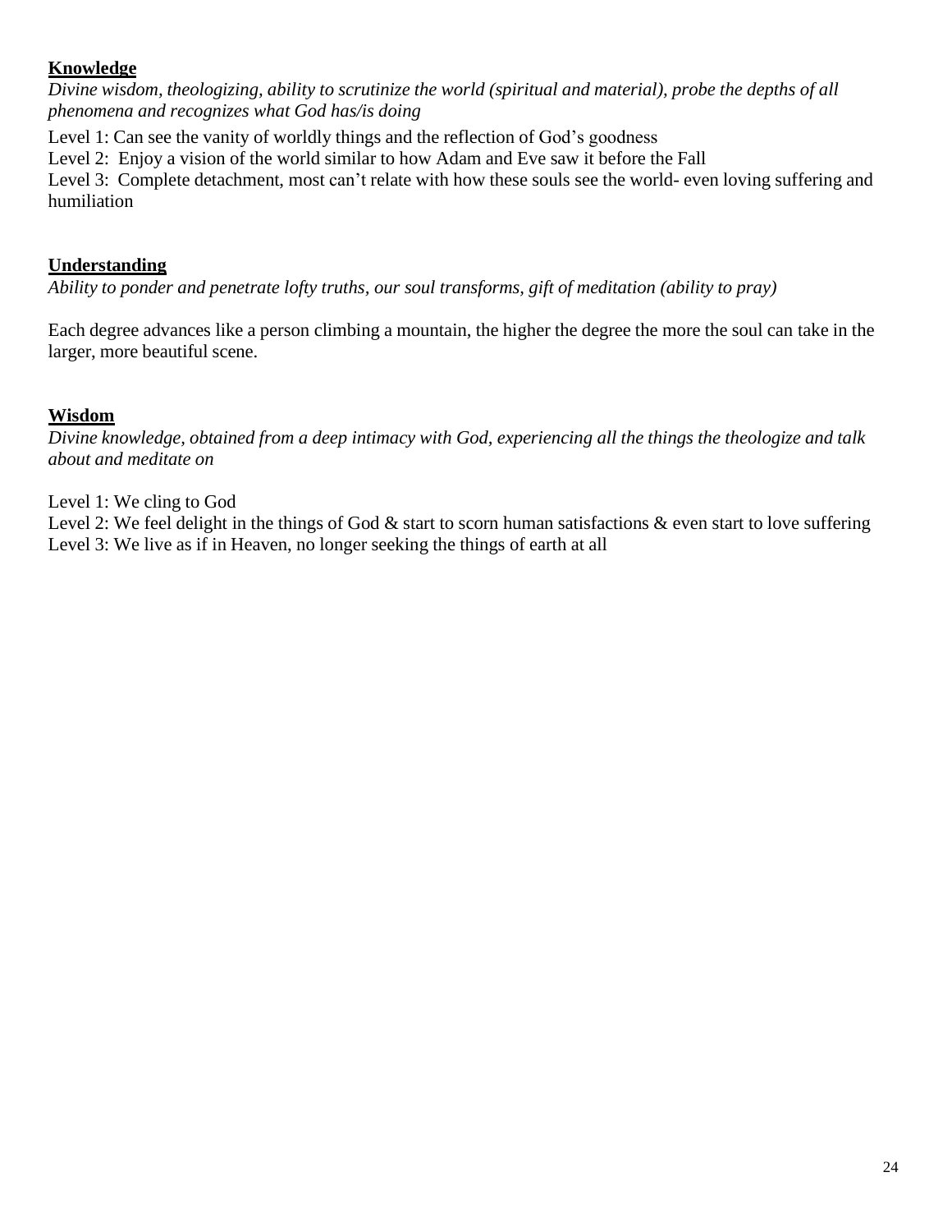**Knowledge**

*Divine wisdom, theologizing, ability to scrutinize the world (spiritual and material), probe the depths of all phenomena and recognizes what God has/is doing*

Level 1: Can see the vanity of worldly things and the reflection of God's goodness
Level 2: Enjoy a vision of the world similar to how Adam and Eve saw it before the Fall
Level 3: Complete detachment, most can't relate with how these souls see the world- even loving suffering and humiliation

**Understanding**

*Ability to ponder and penetrate lofty truths, our soul transforms, gift of meditation (ability to pray)*

Each degree advances like a person climbing a mountain, the higher the degree the more the soul can take in the larger, more beautiful scene.

**Wisdom**

*Divine knowledge, obtained from a deep intimacy with God, experiencing all the things the theologize and talk about and meditate on*

Level 1: We cling to God
Level 2: We feel delight in the things of God & start to scorn human satisfactions & even start to love suffering
Level 3: We live as if in Heaven, no longer seeking the things of earth at all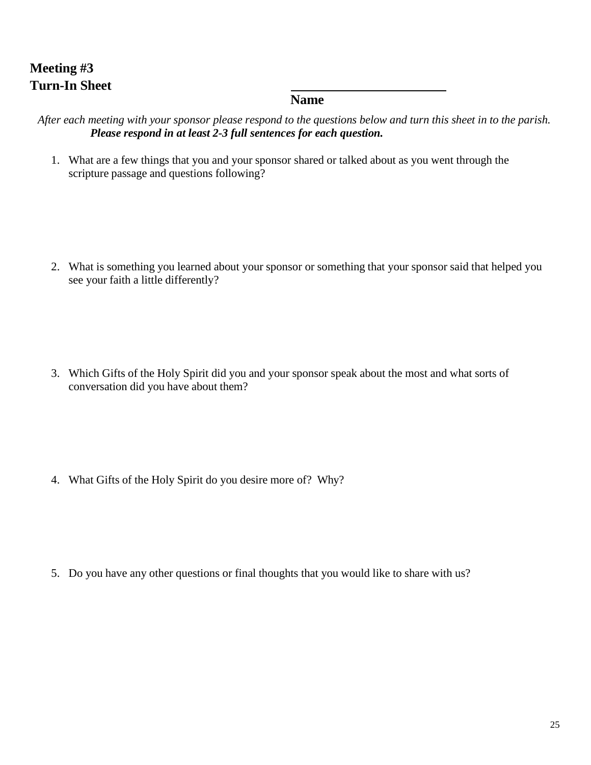**Meeting #3**
**Turn-In Sheet**

\_\_\_\_\_\_\_\_\_\_\_\_\_\_\_\_\_\_\_\_\_\_\_\_
**Name**

*After each meeting with your sponsor please respond to the questions below and turn this sheet in to the parish.*
***Please respond in at least 2-3 full sentences for each question.***

1. What are a few things that you and your sponsor shared or talked about as you went through the scripture passage and questions following?

2. What is something you learned about your sponsor or something that your sponsor said that helped you see your faith a little differently?

3. Which Gifts of the Holy Spirit did you and your sponsor speak about the most and what sorts of conversation did you have about them?

4. What Gifts of the Holy Spirit do you desire more of? Why?

5. Do you have any other questions or final thoughts that you would like to share with us?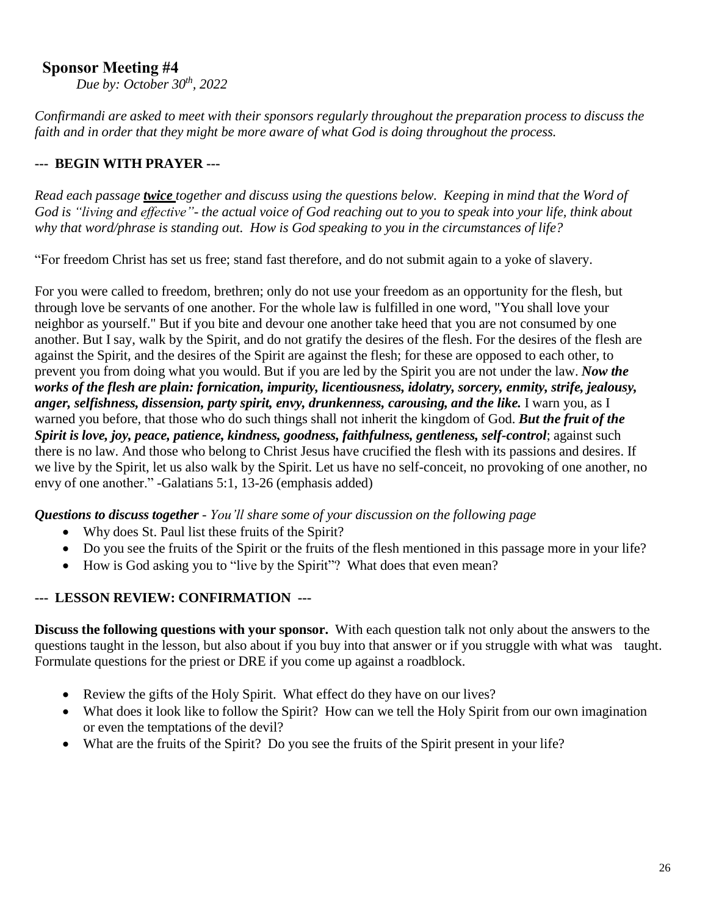## Sponsor Meeting #4

*Due by: October 30th, 2022*

*Confirmandi are asked to meet with their sponsors regularly throughout the preparation process to discuss the faith and in order that they might be more aware of what God is doing throughout the process.*

### --- BEGIN WITH PRAYER ---

*Read each passage **twice** together and discuss using the questions below. Keeping in mind that the Word of God is "living and effective"- the actual voice of God reaching out to you to speak into your life, think about why that word/phrase is standing out. How is God speaking to you in the circumstances of life?*

"For freedom Christ has set us free; stand fast therefore, and do not submit again to a yoke of slavery.

For you were called to freedom, brethren; only do not use your freedom as an opportunity for the flesh, but through love be servants of one another. For the whole law is fulfilled in one word, "You shall love your neighbor as yourself." But if you bite and devour one another take heed that you are not consumed by one another. But I say, walk by the Spirit, and do not gratify the desires of the flesh. For the desires of the flesh are against the Spirit, and the desires of the Spirit are against the flesh; for these are opposed to each other, to prevent you from doing what you would. But if you are led by the Spirit you are not under the law. ***Now the works of the flesh are plain: fornication, impurity, licentiousness, idolatry, sorcery, enmity, strife, jealousy, anger, selfishness, dissension, party spirit, envy, drunkenness, carousing, and the like.*** I warn you, as I warned you before, that those who do such things shall not inherit the kingdom of God. ***But the fruit of the Spirit is love, joy, peace, patience, kindness, goodness, faithfulness, gentleness, self-control***; against such there is no law. And those who belong to Christ Jesus have crucified the flesh with its passions and desires. If we live by the Spirit, let us also walk by the Spirit. Let us have no self-conceit, no provoking of one another, no envy of one another." -Galatians 5:1, 13-26 (emphasis added)

***Questions to discuss together*** *- You'll share some of your discussion on the following page*

- Why does St. Paul list these fruits of the Spirit?
- Do you see the fruits of the Spirit or the fruits of the flesh mentioned in this passage more in your life?
- How is God asking you to "live by the Spirit"? What does that even mean?

### --- LESSON REVIEW: CONFIRMATION ---

**Discuss the following questions with your sponsor.** With each question talk not only about the answers to the questions taught in the lesson, but also about if you buy into that answer or if you struggle with what was taught. Formulate questions for the priest or DRE if you come up against a roadblock.

- Review the gifts of the Holy Spirit. What effect do they have on our lives?
- What does it look like to follow the Spirit? How can we tell the Holy Spirit from our own imagination or even the temptations of the devil?
- What are the fruits of the Spirit? Do you see the fruits of the Spirit present in your life?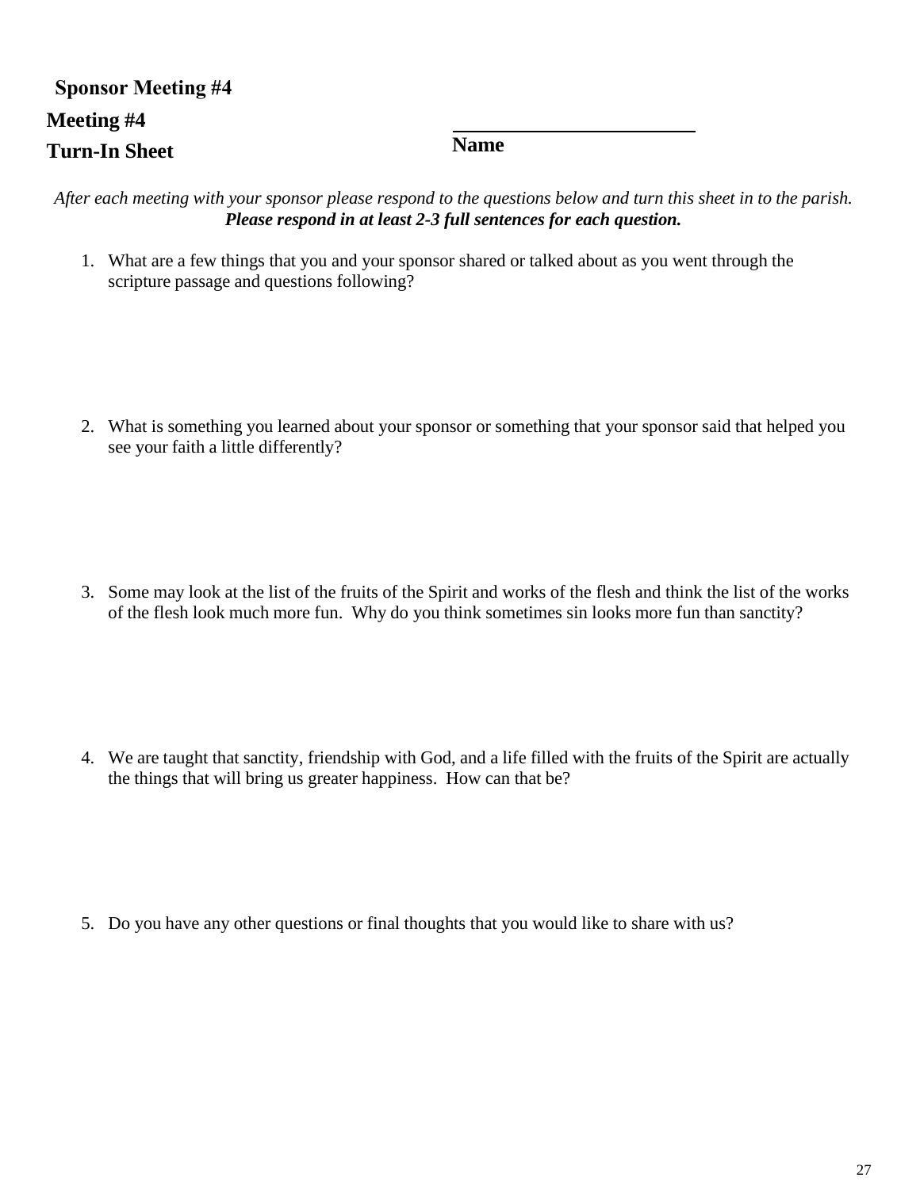**Sponsor Meeting #4**

**Meeting #4**

**Turn-In Sheet**

**Name** ______________________

*After each meeting with your sponsor please respond to the questions below and turn this sheet in to the parish.*
***Please respond in at least 2-3 full sentences for each question.***

1. What are a few things that you and your sponsor shared or talked about as you went through the scripture passage and questions following?

2. What is something you learned about your sponsor or something that your sponsor said that helped you see your faith a little differently?

3. Some may look at the list of the fruits of the Spirit and works of the flesh and think the list of the works of the flesh look much more fun. Why do you think sometimes sin looks more fun than sanctity?

4. We are taught that sanctity, friendship with God, and a life filled with the fruits of the Spirit are actually the things that will bring us greater happiness. How can that be?

5. Do you have any other questions or final thoughts that you would like to share with us?